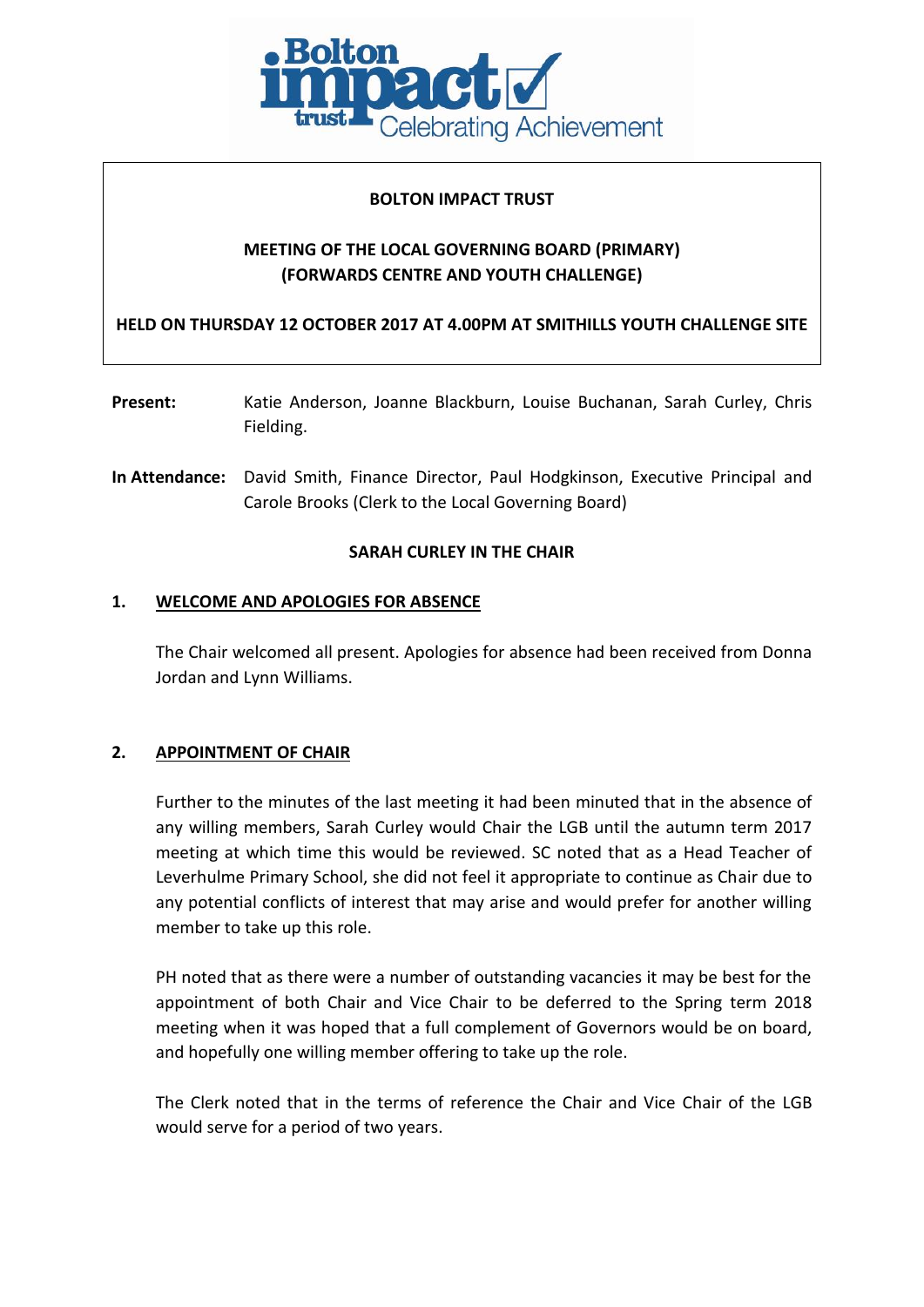**BOLTON IMPACT TRUST**

**MEETING OF THE LOCAL GOVERNING BOARD (PRIMARY)**
**(FORWARDS CENTRE AND YOUTH CHALLENGE)**

**HELD ON THURSDAY 12 OCTOBER 2017 AT 4.00PM AT SMITHILLS YOUTH CHALLENGE SITE**

**Present:** Katie Anderson, Joanne Blackburn, Louise Buchanan, Sarah Curley, Chris Fielding.

**In Attendance:** David Smith, Finance Director, Paul Hodgkinson, Executive Principal and Carole Brooks (Clerk to the Local Governing Board)

**SARAH CURLEY IN THE CHAIR**

## 1. WELCOME AND APOLOGIES FOR ABSENCE

The Chair welcomed all present. Apologies for absence had been received from Donna Jordan and Lynn Williams.

## 2. APPOINTMENT OF CHAIR

Further to the minutes of the last meeting it had been minuted that in the absence of any willing members, Sarah Curley would Chair the LGB until the autumn term 2017 meeting at which time this would be reviewed. SC noted that as a Head Teacher of Leverhulme Primary School, she did not feel it appropriate to continue as Chair due to any potential conflicts of interest that may arise and would prefer for another willing member to take up this role.

PH noted that as there were a number of outstanding vacancies it may be best for the appointment of both Chair and Vice Chair to be deferred to the Spring term 2018 meeting when it was hoped that a full complement of Governors would be on board, and hopefully one willing member offering to take up the role.

The Clerk noted that in the terms of reference the Chair and Vice Chair of the LGB would serve for a period of two years.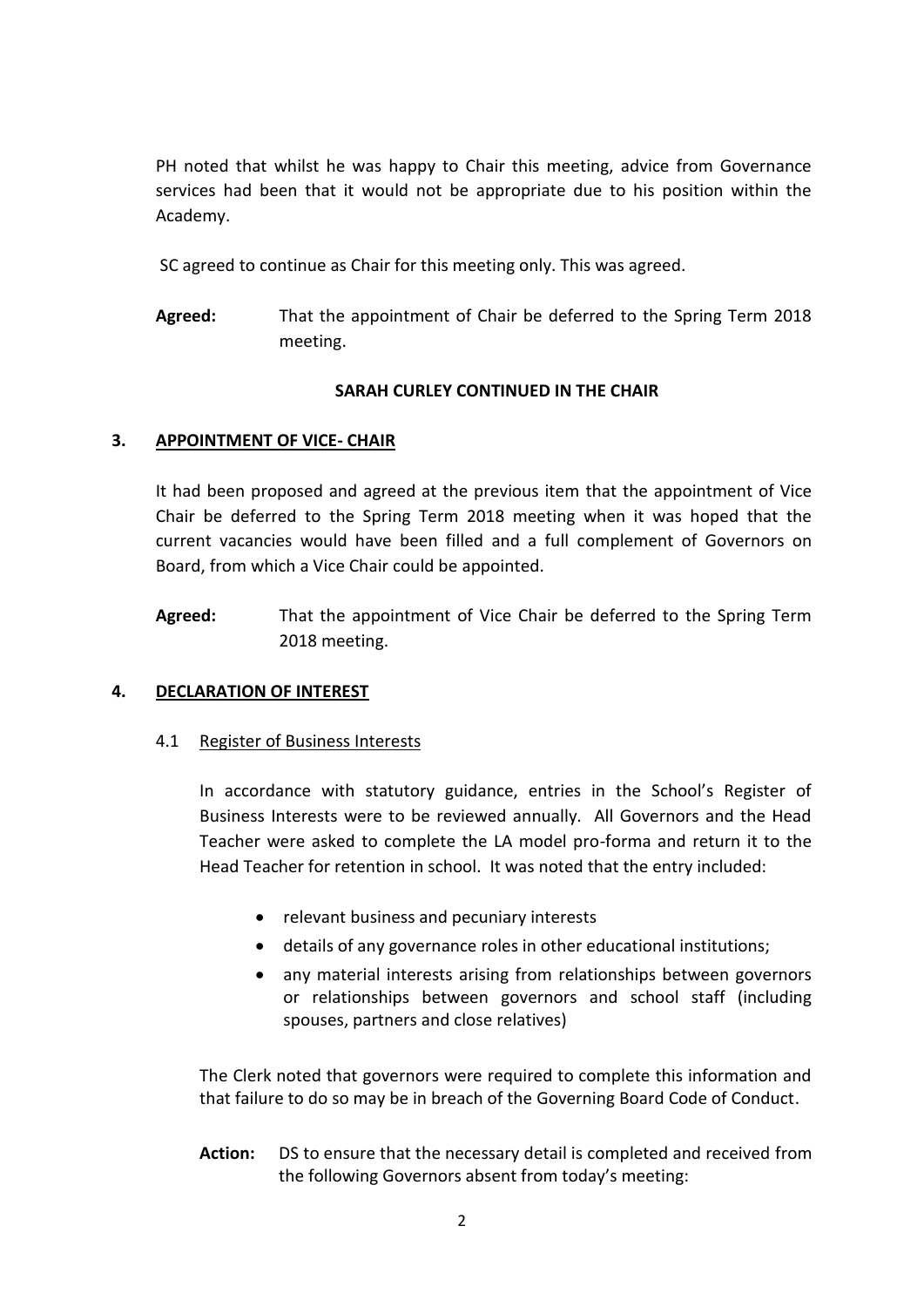PH noted that whilst he was happy to Chair this meeting, advice from Governance services had been that it would not be appropriate due to his position within the Academy.

SC agreed to continue as Chair for this meeting only. This was agreed.

**Agreed:** That the appointment of Chair be deferred to the Spring Term 2018 meeting.

**SARAH CURLEY CONTINUED IN THE CHAIR**

## 3. APPOINTMENT OF VICE- CHAIR

It had been proposed and agreed at the previous item that the appointment of Vice Chair be deferred to the Spring Term 2018 meeting when it was hoped that the current vacancies would have been filled and a full complement of Governors on Board, from which a Vice Chair could be appointed.

**Agreed:** That the appointment of Vice Chair be deferred to the Spring Term 2018 meeting.

## 4. DECLARATION OF INTEREST

### 4.1 Register of Business Interests

In accordance with statutory guidance, entries in the School's Register of Business Interests were to be reviewed annually. All Governors and the Head Teacher were asked to complete the LA model pro-forma and return it to the Head Teacher for retention in school. It was noted that the entry included:

- relevant business and pecuniary interests
- details of any governance roles in other educational institutions;
- any material interests arising from relationships between governors or relationships between governors and school staff (including spouses, partners and close relatives)

The Clerk noted that governors were required to complete this information and that failure to do so may be in breach of the Governing Board Code of Conduct.

**Action:** DS to ensure that the necessary detail is completed and received from the following Governors absent from today's meeting: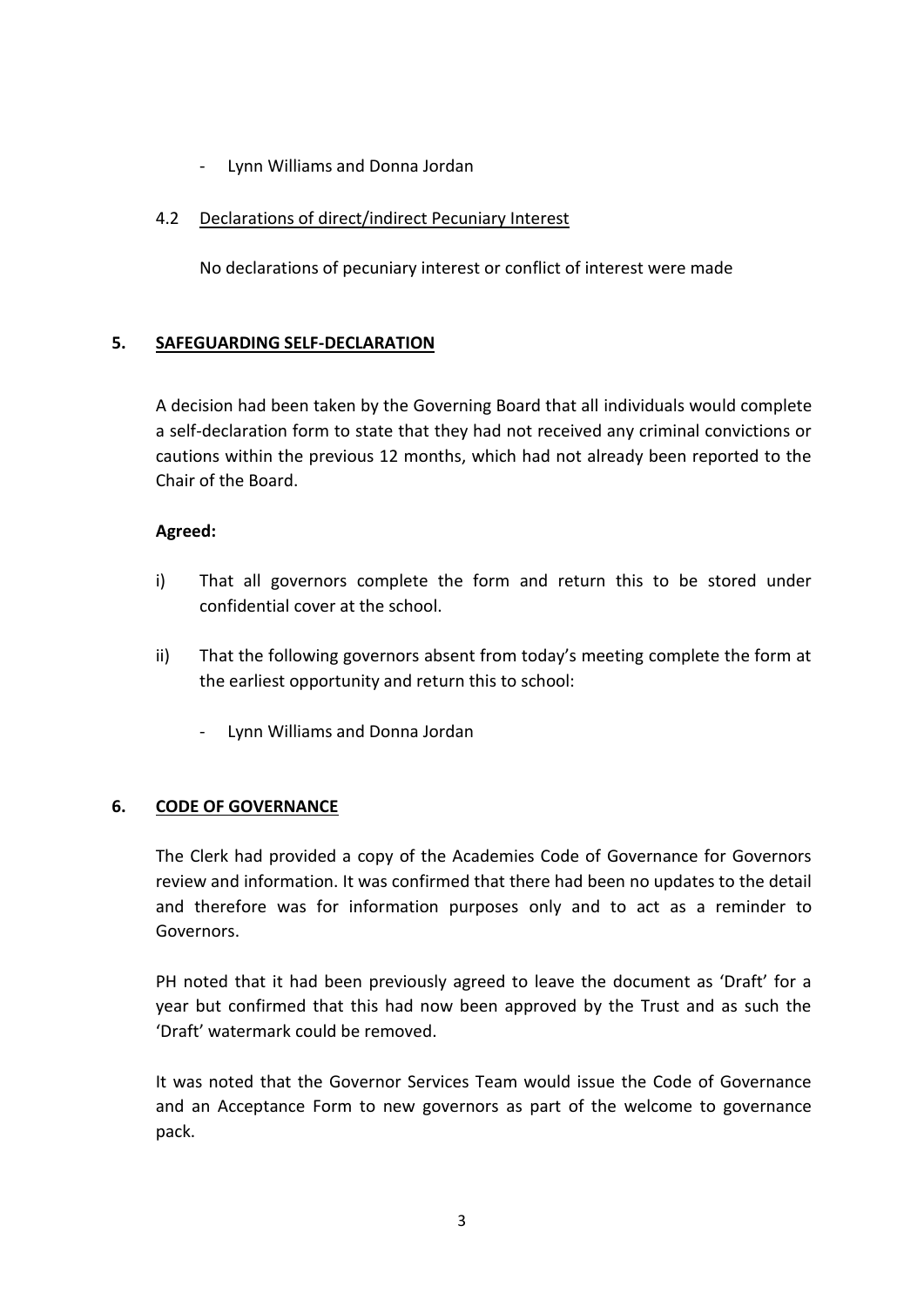- Lynn Williams and Donna Jordan

4.2 Declarations of direct/indirect Pecuniary Interest

No declarations of pecuniary interest or conflict of interest were made

## 5. SAFEGUARDING SELF-DECLARATION

A decision had been taken by the Governing Board that all individuals would complete a self-declaration form to state that they had not received any criminal convictions or cautions within the previous 12 months, which had not already been reported to the Chair of the Board.

**Agreed:**

i) That all governors complete the form and return this to be stored under confidential cover at the school.

ii) That the following governors absent from today's meeting complete the form at the earliest opportunity and return this to school:

- Lynn Williams and Donna Jordan

## 6. CODE OF GOVERNANCE

The Clerk had provided a copy of the Academies Code of Governance for Governors review and information. It was confirmed that there had been no updates to the detail and therefore was for information purposes only and to act as a reminder to Governors.

PH noted that it had been previously agreed to leave the document as 'Draft' for a year but confirmed that this had now been approved by the Trust and as such the 'Draft' watermark could be removed.

It was noted that the Governor Services Team would issue the Code of Governance and an Acceptance Form to new governors as part of the welcome to governance pack.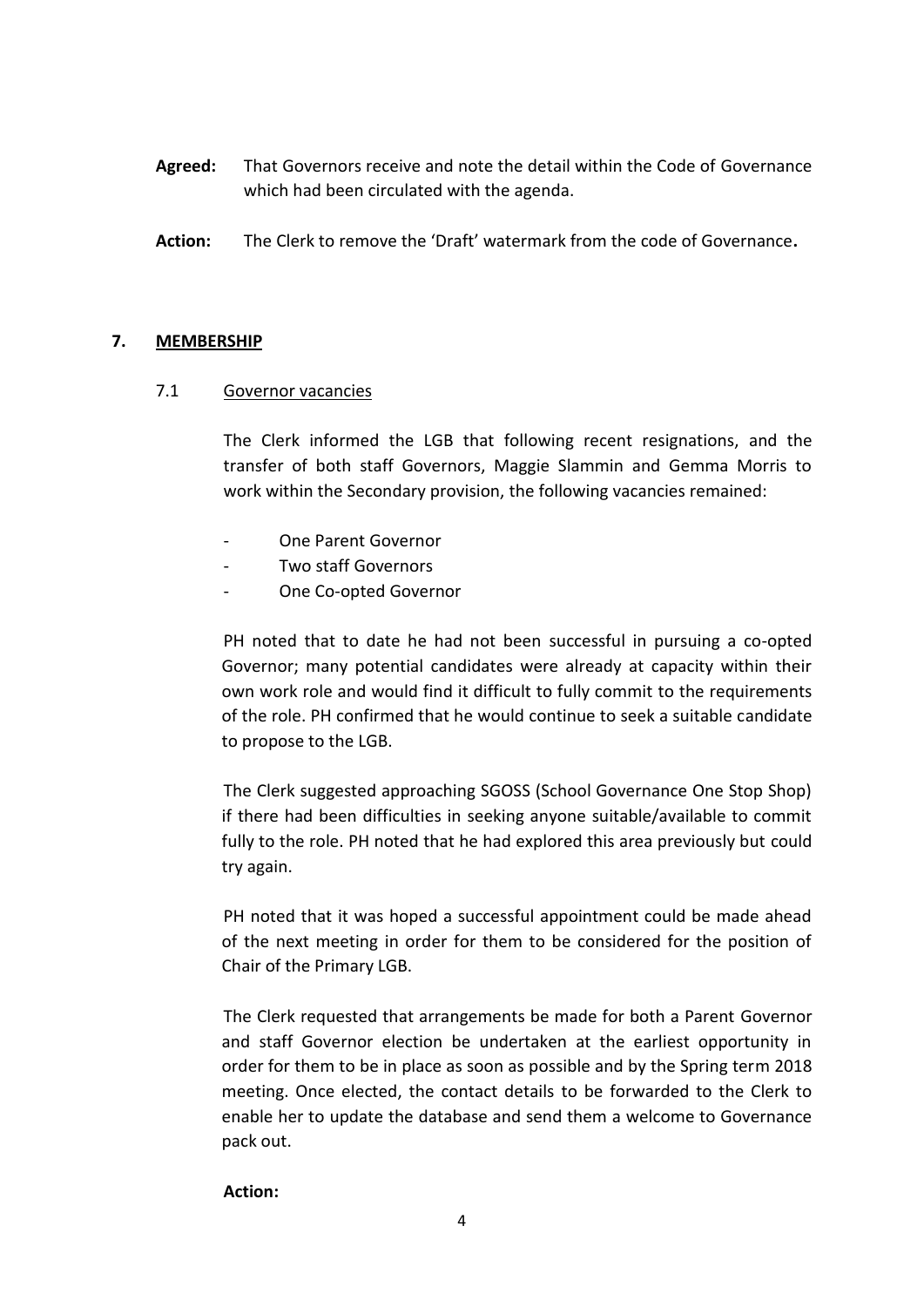**Agreed:** That Governors receive and note the detail within the Code of Governance which had been circulated with the agenda.

**Action:** The Clerk to remove the 'Draft' watermark from the code of Governance**.**

## 7. MEMBERSHIP

### 7.1 Governor vacancies

The Clerk informed the LGB that following recent resignations, and the transfer of both staff Governors, Maggie Slammin and Gemma Morris to work within the Secondary provision, the following vacancies remained:

- One Parent Governor
- Two staff Governors
- One Co-opted Governor

PH noted that to date he had not been successful in pursuing a co-opted Governor; many potential candidates were already at capacity within their own work role and would find it difficult to fully commit to the requirements of the role. PH confirmed that he would continue to seek a suitable candidate to propose to the LGB.

The Clerk suggested approaching SGOSS (School Governance One Stop Shop) if there had been difficulties in seeking anyone suitable/available to commit fully to the role. PH noted that he had explored this area previously but could try again.

PH noted that it was hoped a successful appointment could be made ahead of the next meeting in order for them to be considered for the position of Chair of the Primary LGB.

The Clerk requested that arrangements be made for both a Parent Governor and staff Governor election be undertaken at the earliest opportunity in order for them to be in place as soon as possible and by the Spring term 2018 meeting. Once elected, the contact details to be forwarded to the Clerk to enable her to update the database and send them a welcome to Governance pack out.

**Action:**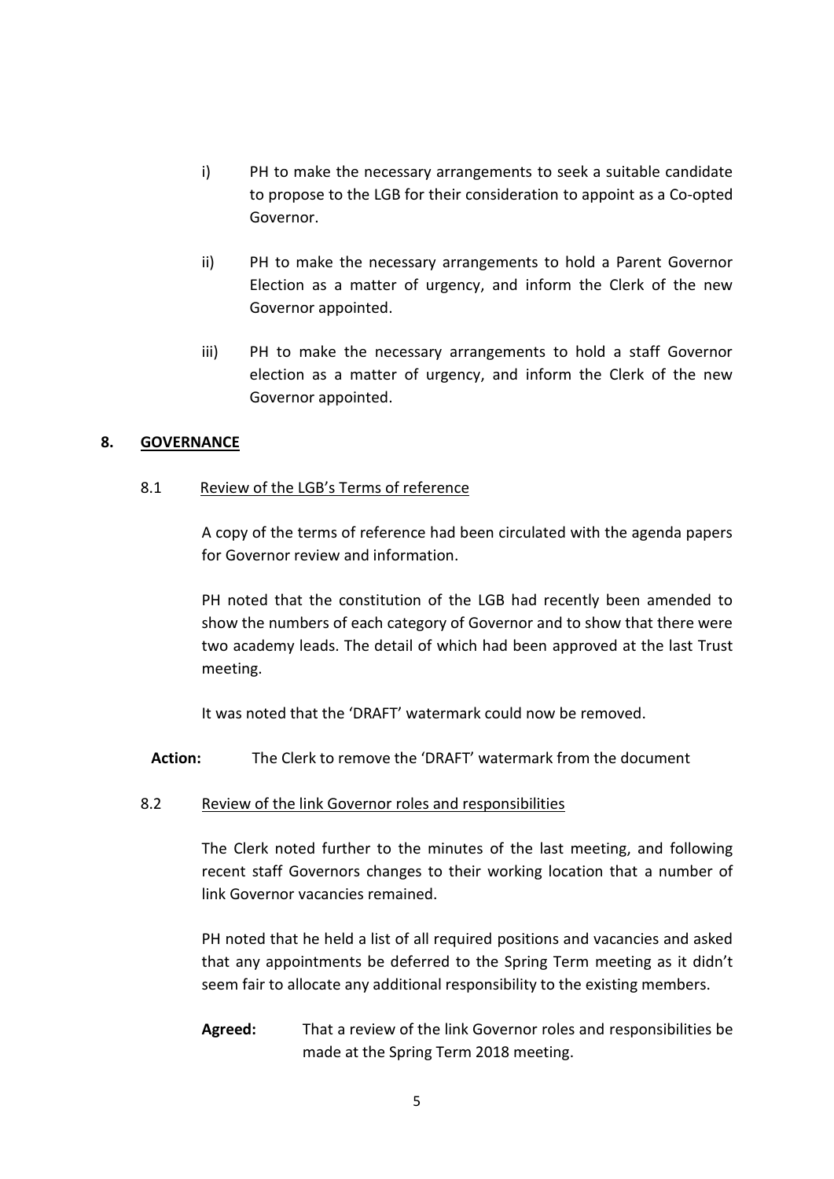i) PH to make the necessary arrangements to seek a suitable candidate to propose to the LGB for their consideration to appoint as a Co-opted Governor.

ii) PH to make the necessary arrangements to hold a Parent Governor Election as a matter of urgency, and inform the Clerk of the new Governor appointed.

iii) PH to make the necessary arrangements to hold a staff Governor election as a matter of urgency, and inform the Clerk of the new Governor appointed.

## 8. GOVERNANCE

### 8.1 Review of the LGB's Terms of reference

A copy of the terms of reference had been circulated with the agenda papers for Governor review and information.

PH noted that the constitution of the LGB had recently been amended to show the numbers of each category of Governor and to show that there were two academy leads. The detail of which had been approved at the last Trust meeting.

It was noted that the 'DRAFT' watermark could now be removed.

**Action:** The Clerk to remove the 'DRAFT' watermark from the document

### 8.2 Review of the link Governor roles and responsibilities

The Clerk noted further to the minutes of the last meeting, and following recent staff Governors changes to their working location that a number of link Governor vacancies remained.

PH noted that he held a list of all required positions and vacancies and asked that any appointments be deferred to the Spring Term meeting as it didn't seem fair to allocate any additional responsibility to the existing members.

**Agreed:** That a review of the link Governor roles and responsibilities be made at the Spring Term 2018 meeting.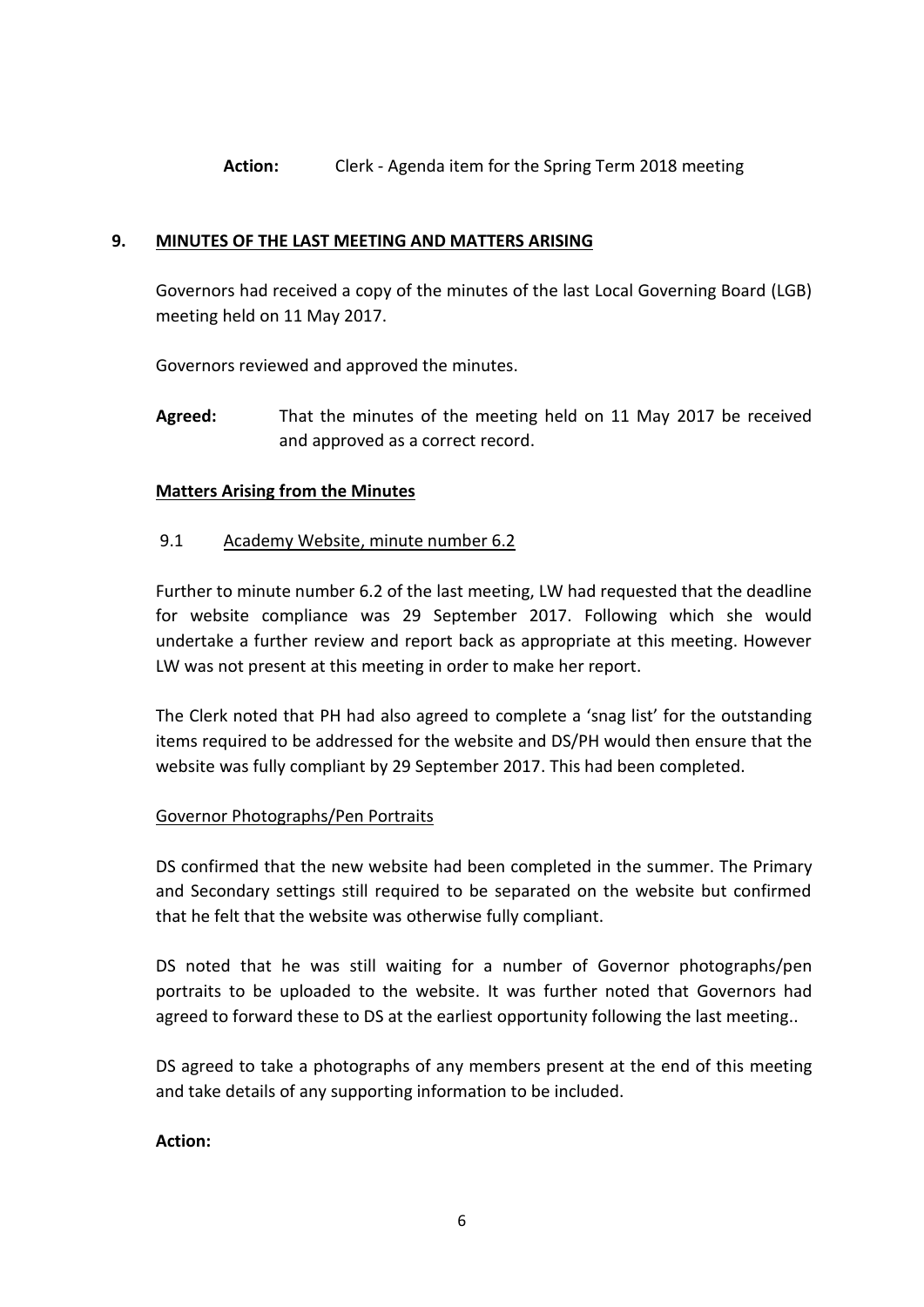**Action:** Clerk - Agenda item for the Spring Term 2018 meeting

## 9. MINUTES OF THE LAST MEETING AND MATTERS ARISING

Governors had received a copy of the minutes of the last Local Governing Board (LGB) meeting held on 11 May 2017.

Governors reviewed and approved the minutes.

**Agreed:** That the minutes of the meeting held on 11 May 2017 be received and approved as a correct record.

### Matters Arising from the Minutes

#### 9.1 Academy Website, minute number 6.2

Further to minute number 6.2 of the last meeting, LW had requested that the deadline for website compliance was 29 September 2017. Following which she would undertake a further review and report back as appropriate at this meeting. However LW was not present at this meeting in order to make her report.

The Clerk noted that PH had also agreed to complete a 'snag list' for the outstanding items required to be addressed for the website and DS/PH would then ensure that the website was fully compliant by 29 September 2017. This had been completed.

#### Governor Photographs/Pen Portraits

DS confirmed that the new website had been completed in the summer. The Primary and Secondary settings still required to be separated on the website but confirmed that he felt that the website was otherwise fully compliant.

DS noted that he was still waiting for a number of Governor photographs/pen portraits to be uploaded to the website. It was further noted that Governors had agreed to forward these to DS at the earliest opportunity following the last meeting..

DS agreed to take a photographs of any members present at the end of this meeting and take details of any supporting information to be included.

**Action:**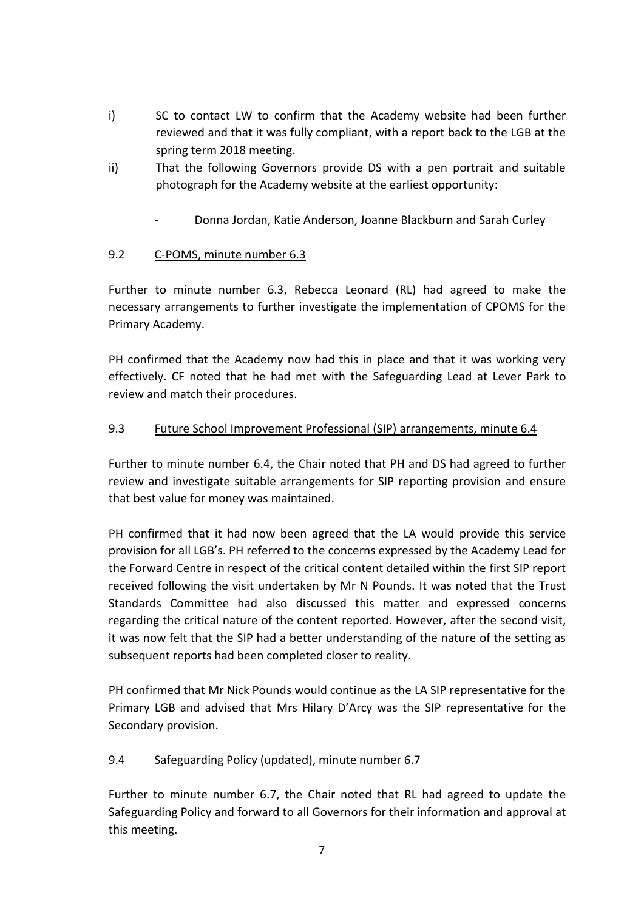i) SC to contact LW to confirm that the Academy website had been further reviewed and that it was fully compliant, with a report back to the LGB at the spring term 2018 meeting.

ii) That the following Governors provide DS with a pen portrait and suitable photograph for the Academy website at the earliest opportunity:

   - Donna Jordan, Katie Anderson, Joanne Blackburn and Sarah Curley

9.2 <u>C-POMS, minute number 6.3</u>

Further to minute number 6.3, Rebecca Leonard (RL) had agreed to make the necessary arrangements to further investigate the implementation of CPOMS for the Primary Academy.

PH confirmed that the Academy now had this in place and that it was working very effectively. CF noted that he had met with the Safeguarding Lead at Lever Park to review and match their procedures.

9.3 <u>Future School Improvement Professional (SIP) arrangements, minute 6.4</u>

Further to minute number 6.4, the Chair noted that PH and DS had agreed to further review and investigate suitable arrangements for SIP reporting provision and ensure that best value for money was maintained.

PH confirmed that it had now been agreed that the LA would provide this service provision for all LGB's. PH referred to the concerns expressed by the Academy Lead for the Forward Centre in respect of the critical content detailed within the first SIP report received following the visit undertaken by Mr N Pounds. It was noted that the Trust Standards Committee had also discussed this matter and expressed concerns regarding the critical nature of the content reported. However, after the second visit, it was now felt that the SIP had a better understanding of the nature of the setting as subsequent reports had been completed closer to reality.

PH confirmed that Mr Nick Pounds would continue as the LA SIP representative for the Primary LGB and advised that Mrs Hilary D'Arcy was the SIP representative for the Secondary provision.

9.4 <u>Safeguarding Policy (updated), minute number 6.7</u>

Further to minute number 6.7, the Chair noted that RL had agreed to update the Safeguarding Policy and forward to all Governors for their information and approval at this meeting.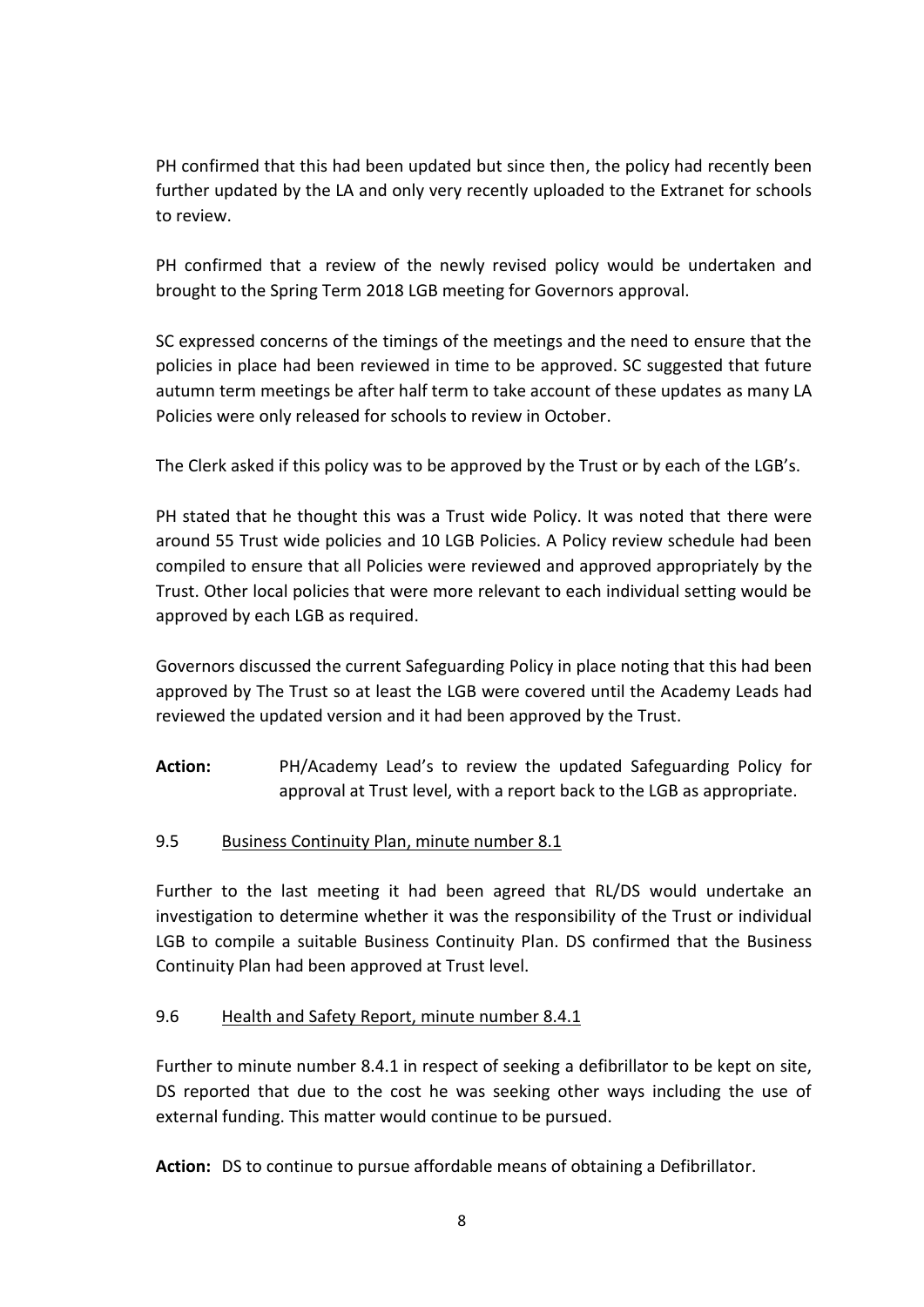PH confirmed that this had been updated but since then, the policy had recently been further updated by the LA and only very recently uploaded to the Extranet for schools to review.

PH confirmed that a review of the newly revised policy would be undertaken and brought to the Spring Term 2018 LGB meeting for Governors approval.

SC expressed concerns of the timings of the meetings and the need to ensure that the policies in place had been reviewed in time to be approved. SC suggested that future autumn term meetings be after half term to take account of these updates as many LA Policies were only released for schools to review in October.

The Clerk asked if this policy was to be approved by the Trust or by each of the LGB's.

PH stated that he thought this was a Trust wide Policy. It was noted that there were around 55 Trust wide policies and 10 LGB Policies. A Policy review schedule had been compiled to ensure that all Policies were reviewed and approved appropriately by the Trust. Other local policies that were more relevant to each individual setting would be approved by each LGB as required.

Governors discussed the current Safeguarding Policy in place noting that this had been approved by The Trust so at least the LGB were covered until the Academy Leads had reviewed the updated version and it had been approved by the Trust.

**Action:** PH/Academy Lead's to review the updated Safeguarding Policy for approval at Trust level, with a report back to the LGB as appropriate.

9.5 Business Continuity Plan, minute number 8.1

Further to the last meeting it had been agreed that RL/DS would undertake an investigation to determine whether it was the responsibility of the Trust or individual LGB to compile a suitable Business Continuity Plan. DS confirmed that the Business Continuity Plan had been approved at Trust level.

9.6 Health and Safety Report, minute number 8.4.1

Further to minute number 8.4.1 in respect of seeking a defibrillator to be kept on site, DS reported that due to the cost he was seeking other ways including the use of external funding. This matter would continue to be pursued.

**Action:** DS to continue to pursue affordable means of obtaining a Defibrillator.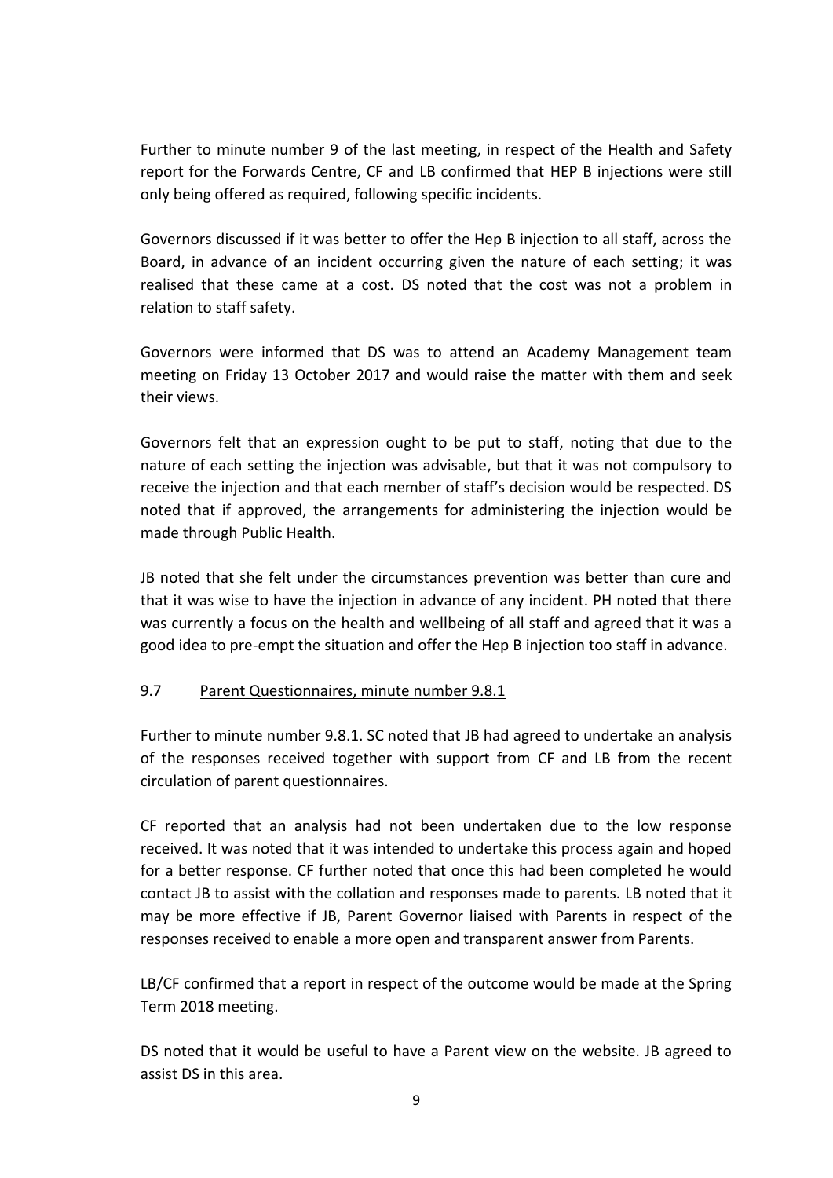Further to minute number 9 of the last meeting, in respect of the Health and Safety report for the Forwards Centre, CF and LB confirmed that HEP B injections were still only being offered as required, following specific incidents.

Governors discussed if it was better to offer the Hep B injection to all staff, across the Board, in advance of an incident occurring given the nature of each setting; it was realised that these came at a cost. DS noted that the cost was not a problem in relation to staff safety.

Governors were informed that DS was to attend an Academy Management team meeting on Friday 13 October 2017 and would raise the matter with them and seek their views.

Governors felt that an expression ought to be put to staff, noting that due to the nature of each setting the injection was advisable, but that it was not compulsory to receive the injection and that each member of staff's decision would be respected. DS noted that if approved, the arrangements for administering the injection would be made through Public Health.

JB noted that she felt under the circumstances prevention was better than cure and that it was wise to have the injection in advance of any incident. PH noted that there was currently a focus on the health and wellbeing of all staff and agreed that it was a good idea to pre-empt the situation and offer the Hep B injection too staff in advance.

9.7 <u>Parent Questionnaires, minute number 9.8.1</u>

Further to minute number 9.8.1. SC noted that JB had agreed to undertake an analysis of the responses received together with support from CF and LB from the recent circulation of parent questionnaires.

CF reported that an analysis had not been undertaken due to the low response received. It was noted that it was intended to undertake this process again and hoped for a better response. CF further noted that once this had been completed he would contact JB to assist with the collation and responses made to parents. LB noted that it may be more effective if JB, Parent Governor liaised with Parents in respect of the responses received to enable a more open and transparent answer from Parents.

LB/CF confirmed that a report in respect of the outcome would be made at the Spring Term 2018 meeting.

DS noted that it would be useful to have a Parent view on the website. JB agreed to assist DS in this area.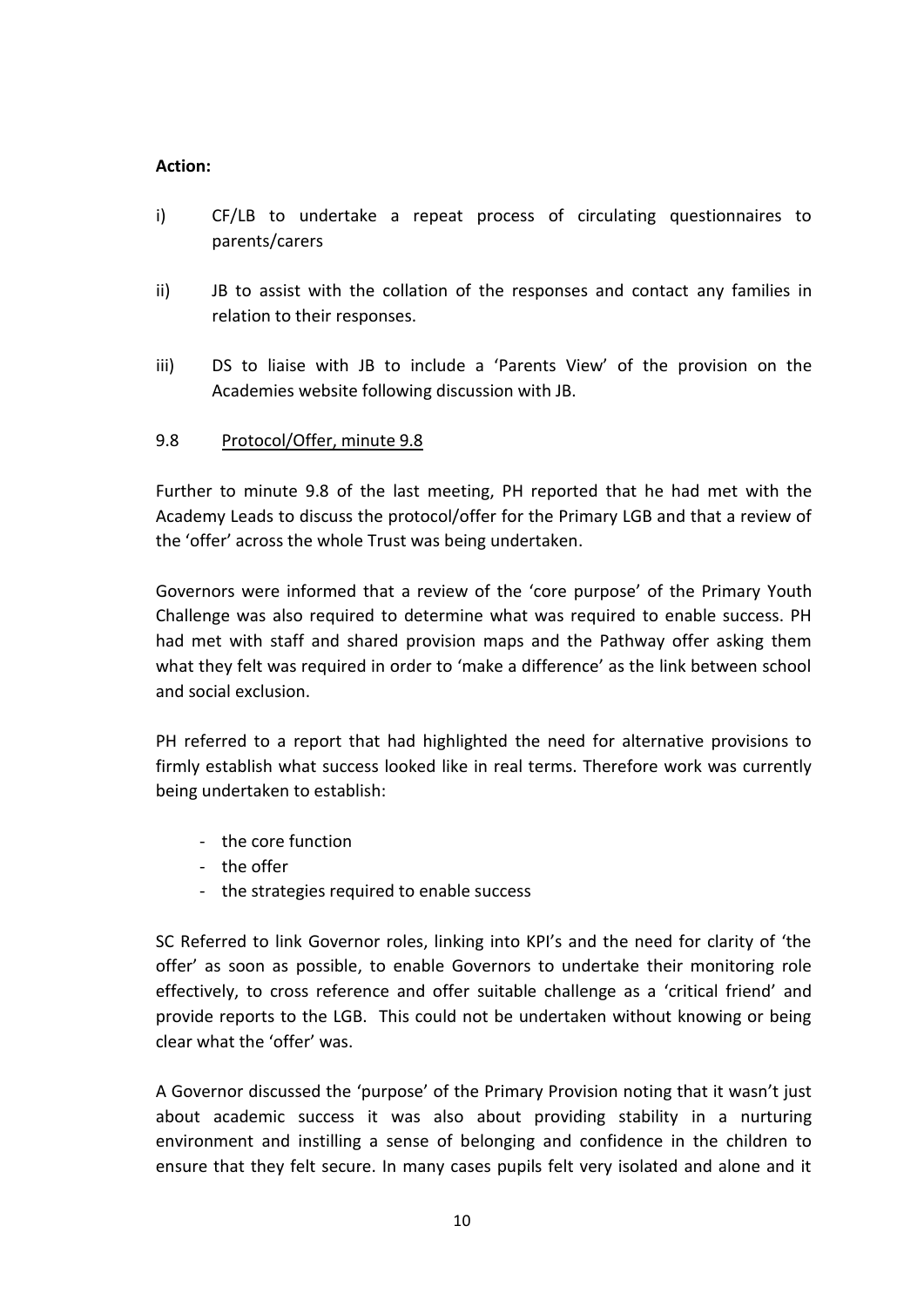**Action:**

i) CF/LB to undertake a repeat process of circulating questionnaires to parents/carers

ii) JB to assist with the collation of the responses and contact any families in relation to their responses.

iii) DS to liaise with JB to include a 'Parents View' of the provision on the Academies website following discussion with JB.

9.8 Protocol/Offer, minute 9.8

Further to minute 9.8 of the last meeting, PH reported that he had met with the Academy Leads to discuss the protocol/offer for the Primary LGB and that a review of the 'offer' across the whole Trust was being undertaken.

Governors were informed that a review of the 'core purpose' of the Primary Youth Challenge was also required to determine what was required to enable success. PH had met with staff and shared provision maps and the Pathway offer asking them what they felt was required in order to 'make a difference' as the link between school and social exclusion.

PH referred to a report that had highlighted the need for alternative provisions to firmly establish what success looked like in real terms. Therefore work was currently being undertaken to establish:

- the core function
- the offer
- the strategies required to enable success

SC Referred to link Governor roles, linking into KPI's and the need for clarity of 'the offer' as soon as possible, to enable Governors to undertake their monitoring role effectively, to cross reference and offer suitable challenge as a 'critical friend' and provide reports to the LGB. This could not be undertaken without knowing or being clear what the 'offer' was.

A Governor discussed the 'purpose' of the Primary Provision noting that it wasn't just about academic success it was also about providing stability in a nurturing environment and instilling a sense of belonging and confidence in the children to ensure that they felt secure. In many cases pupils felt very isolated and alone and it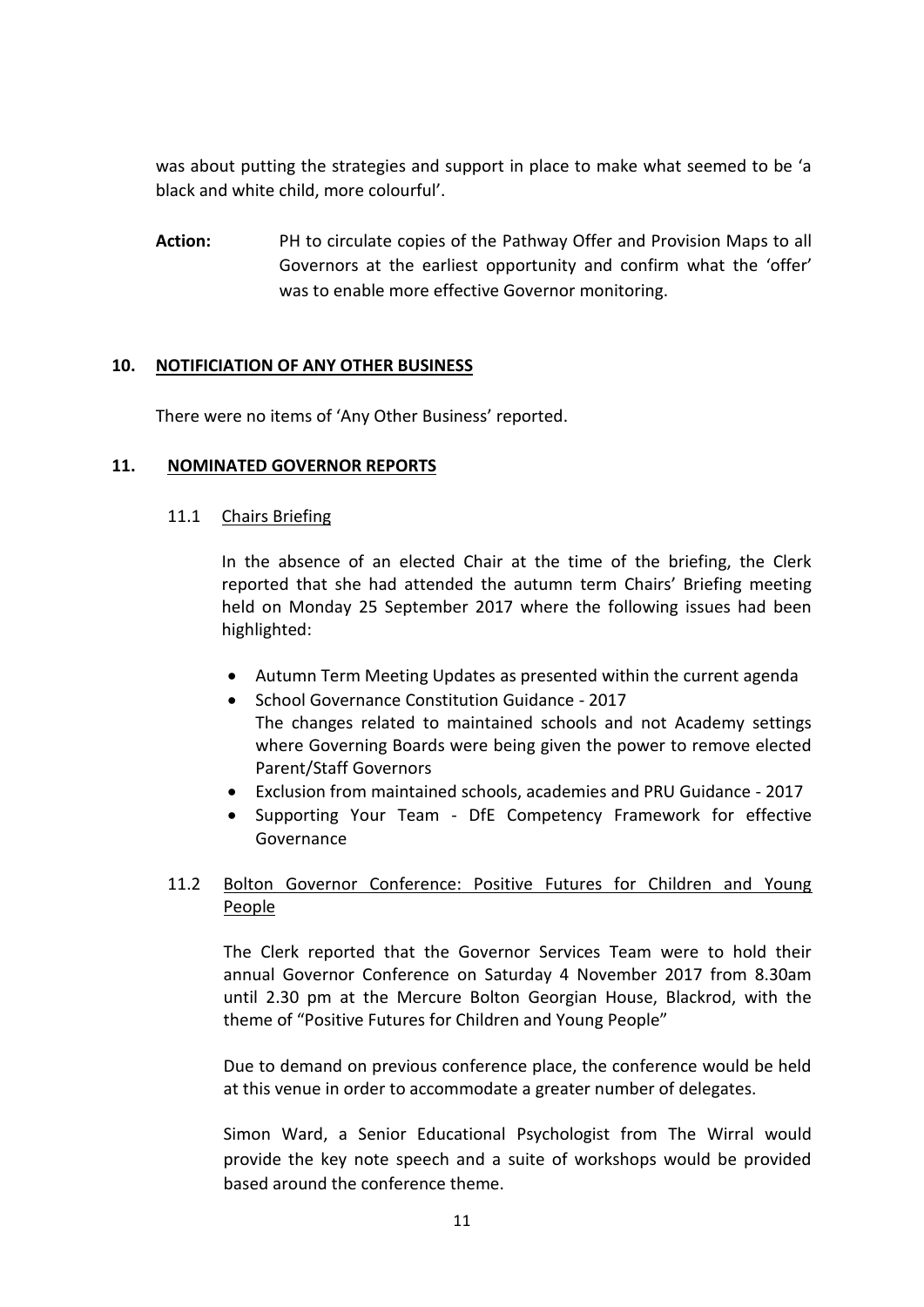was about putting the strategies and support in place to make what seemed to be 'a black and white child, more colourful'.

**Action:** PH to circulate copies of the Pathway Offer and Provision Maps to all Governors at the earliest opportunity and confirm what the 'offer' was to enable more effective Governor monitoring.

## 10. NOTIFICIATION OF ANY OTHER BUSINESS

There were no items of 'Any Other Business' reported.

## 11. NOMINATED GOVERNOR REPORTS

### 11.1 Chairs Briefing

In the absence of an elected Chair at the time of the briefing, the Clerk reported that she had attended the autumn term Chairs' Briefing meeting held on Monday 25 September 2017 where the following issues had been highlighted:

- Autumn Term Meeting Updates as presented within the current agenda
- School Governance Constitution Guidance - 2017
  The changes related to maintained schools and not Academy settings where Governing Boards were being given the power to remove elected Parent/Staff Governors
- Exclusion from maintained schools, academies and PRU Guidance - 2017
- Supporting Your Team - DfE Competency Framework for effective Governance

### 11.2 Bolton Governor Conference: Positive Futures for Children and Young People

The Clerk reported that the Governor Services Team were to hold their annual Governor Conference on Saturday 4 November 2017 from 8.30am until 2.30 pm at the Mercure Bolton Georgian House, Blackrod, with the theme of "Positive Futures for Children and Young People"

Due to demand on previous conference place, the conference would be held at this venue in order to accommodate a greater number of delegates.

Simon Ward, a Senior Educational Psychologist from The Wirral would provide the key note speech and a suite of workshops would be provided based around the conference theme.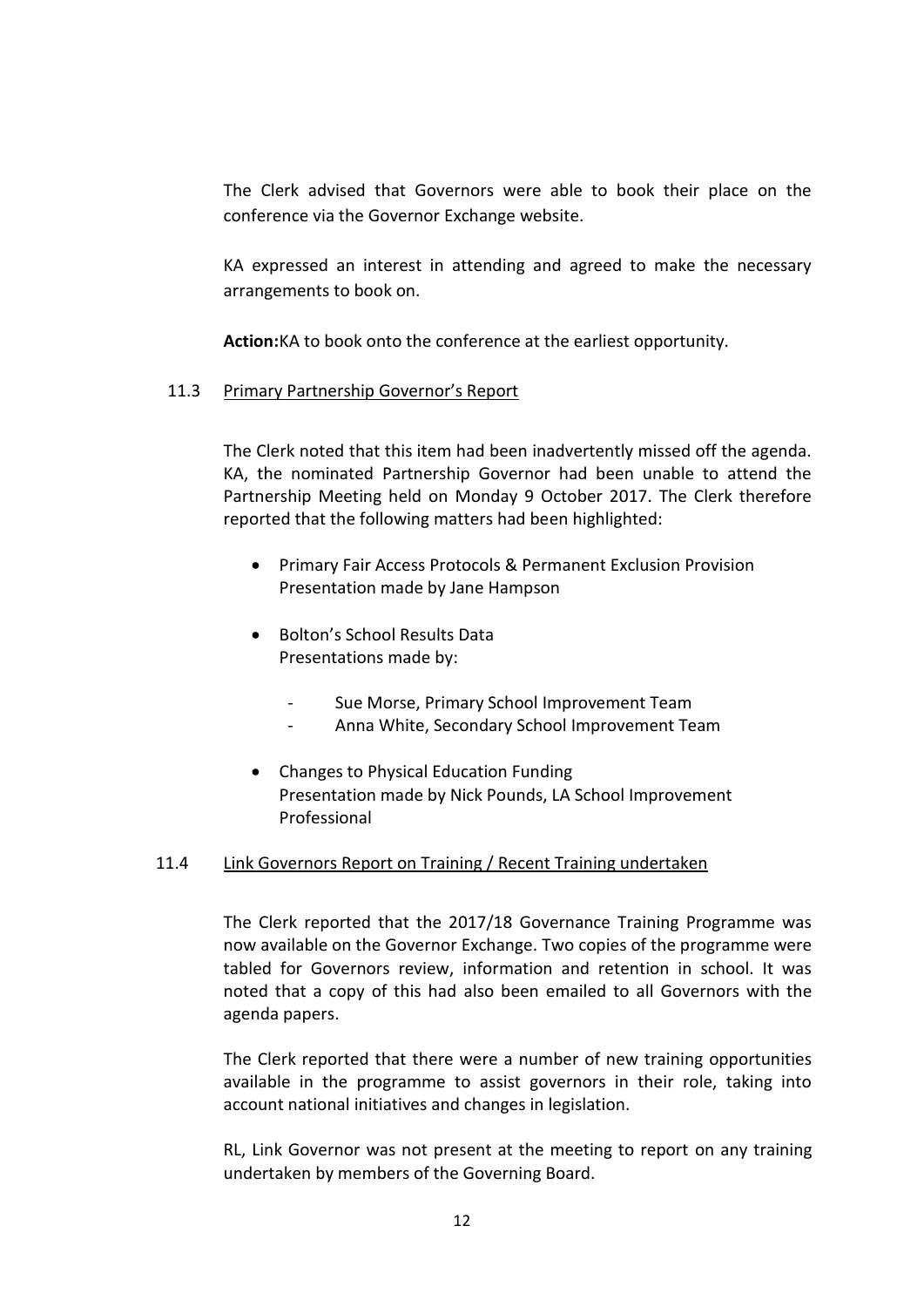The Clerk advised that Governors were able to book their place on the conference via the Governor Exchange website.

KA expressed an interest in attending and agreed to make the necessary arrangements to book on.

**Action:**KA to book onto the conference at the earliest opportunity.

11.3 Primary Partnership Governor's Report

The Clerk noted that this item had been inadvertently missed off the agenda. KA, the nominated Partnership Governor had been unable to attend the Partnership Meeting held on Monday 9 October 2017. The Clerk therefore reported that the following matters had been highlighted:

- Primary Fair Access Protocols & Permanent Exclusion Provision
  Presentation made by Jane Hampson

- Bolton's School Results Data
  Presentations made by:

  - Sue Morse, Primary School Improvement Team
  - Anna White, Secondary School Improvement Team

- Changes to Physical Education Funding
  Presentation made by Nick Pounds, LA School Improvement Professional

11.4 Link Governors Report on Training / Recent Training undertaken

The Clerk reported that the 2017/18 Governance Training Programme was now available on the Governor Exchange. Two copies of the programme were tabled for Governors review, information and retention in school. It was noted that a copy of this had also been emailed to all Governors with the agenda papers.

The Clerk reported that there were a number of new training opportunities available in the programme to assist governors in their role, taking into account national initiatives and changes in legislation.

RL, Link Governor was not present at the meeting to report on any training undertaken by members of the Governing Board.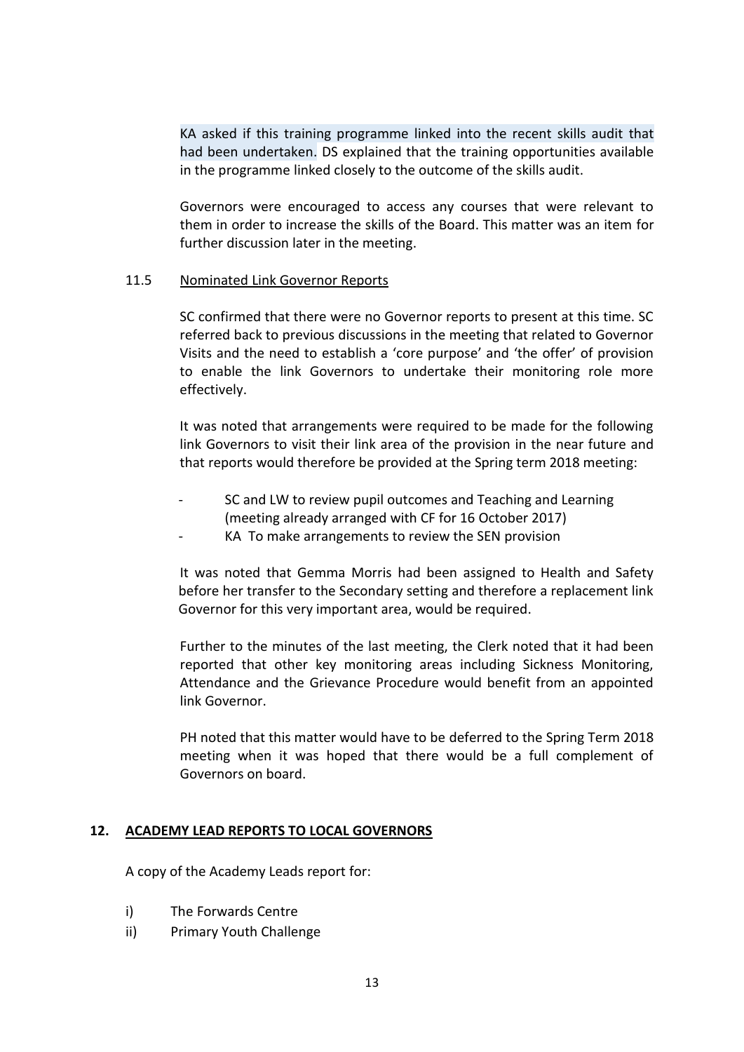KA asked if this training programme linked into the recent skills audit that had been undertaken. DS explained that the training opportunities available in the programme linked closely to the outcome of the skills audit.

Governors were encouraged to access any courses that were relevant to them in order to increase the skills of the Board. This matter was an item for further discussion later in the meeting.

11.5 Nominated Link Governor Reports

SC confirmed that there were no Governor reports to present at this time. SC referred back to previous discussions in the meeting that related to Governor Visits and the need to establish a 'core purpose' and 'the offer' of provision to enable the link Governors to undertake their monitoring role more effectively.

It was noted that arrangements were required to be made for the following link Governors to visit their link area of the provision in the near future and that reports would therefore be provided at the Spring term 2018 meeting:

- SC and LW to review pupil outcomes and Teaching and Learning (meeting already arranged with CF for 16 October 2017)
- KA To make arrangements to review the SEN provision

It was noted that Gemma Morris had been assigned to Health and Safety before her transfer to the Secondary setting and therefore a replacement link Governor for this very important area, would be required.

Further to the minutes of the last meeting, the Clerk noted that it had been reported that other key monitoring areas including Sickness Monitoring, Attendance and the Grievance Procedure would benefit from an appointed link Governor.

PH noted that this matter would have to be deferred to the Spring Term 2018 meeting when it was hoped that there would be a full complement of Governors on board.

## 12. ACADEMY LEAD REPORTS TO LOCAL GOVERNORS

A copy of the Academy Leads report for:

i) The Forwards Centre
ii) Primary Youth Challenge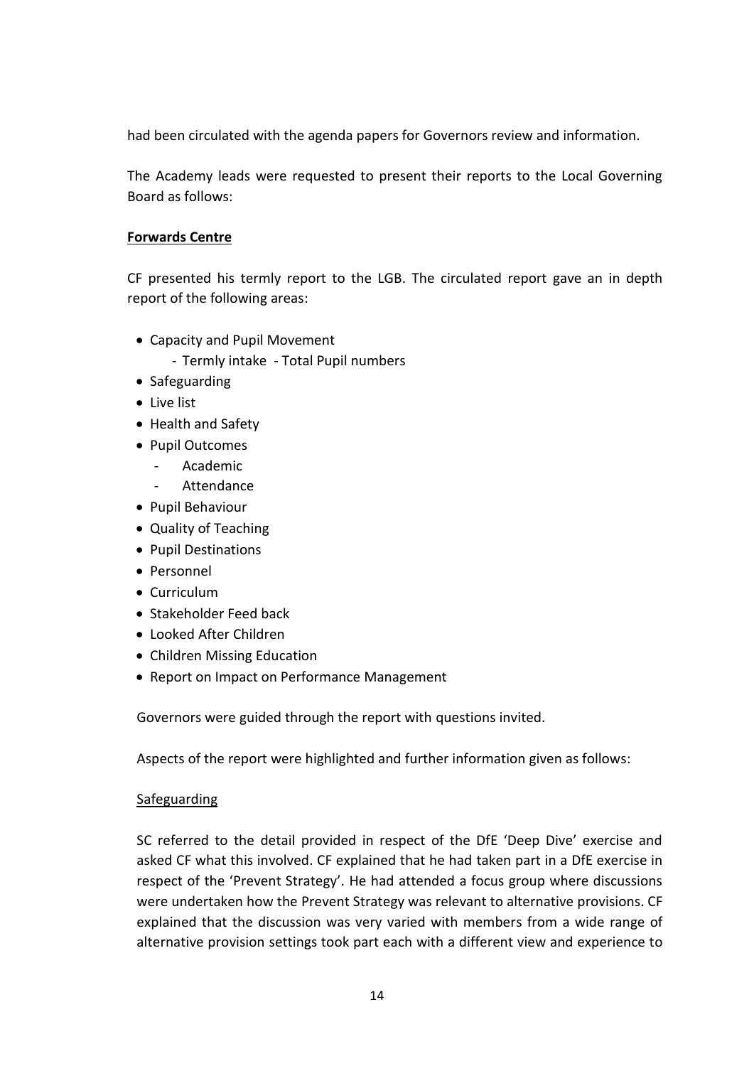had been circulated with the agenda papers for Governors review and information.

The Academy leads were requested to present their reports to the Local Governing Board as follows:

**Forwards Centre**

CF presented his termly report to the LGB. The circulated report gave an in depth report of the following areas:

- Capacity and Pupil Movement
  - Termly intake - Total Pupil numbers
- Safeguarding
- Live list
- Health and Safety
- Pupil Outcomes
  - Academic
  - Attendance
- Pupil Behaviour
- Quality of Teaching
- Pupil Destinations
- Personnel
- Curriculum
- Stakeholder Feed back
- Looked After Children
- Children Missing Education
- Report on Impact on Performance Management

Governors were guided through the report with questions invited.

Aspects of the report were highlighted and further information given as follows:

Safeguarding

SC referred to the detail provided in respect of the DfE 'Deep Dive' exercise and asked CF what this involved. CF explained that he had taken part in a DfE exercise in respect of the 'Prevent Strategy'. He had attended a focus group where discussions were undertaken how the Prevent Strategy was relevant to alternative provisions. CF explained that the discussion was very varied with members from a wide range of alternative provision settings took part each with a different view and experience to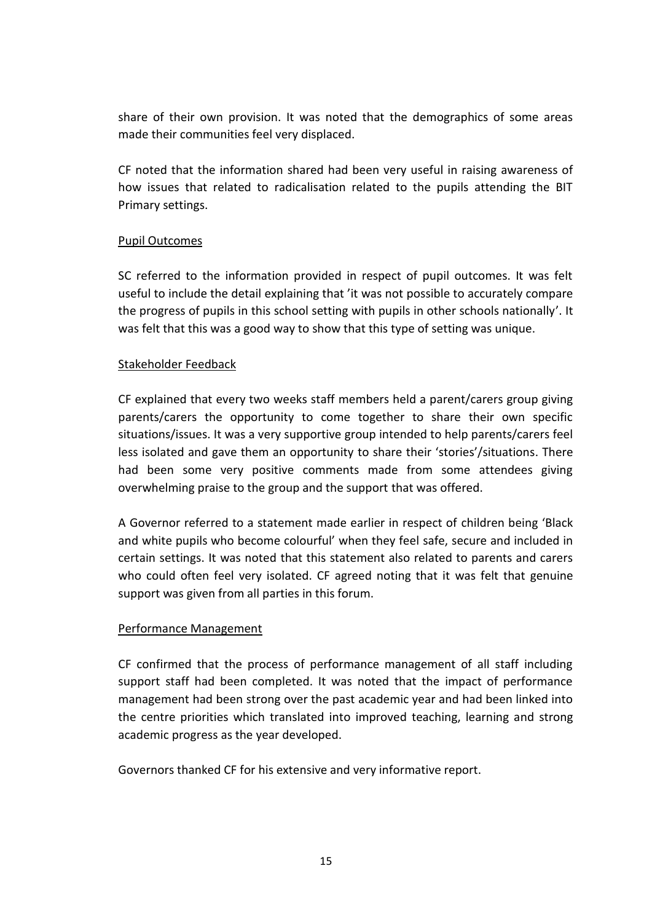share of their own provision. It was noted that the demographics of some areas made their communities feel very displaced.

CF noted that the information shared had been very useful in raising awareness of how issues that related to radicalisation related to the pupils attending the BIT Primary settings.

<u>Pupil Outcomes</u>

SC referred to the information provided in respect of pupil outcomes. It was felt useful to include the detail explaining that 'it was not possible to accurately compare the progress of pupils in this school setting with pupils in other schools nationally'. It was felt that this was a good way to show that this type of setting was unique.

<u>Stakeholder Feedback</u>

CF explained that every two weeks staff members held a parent/carers group giving parents/carers the opportunity to come together to share their own specific situations/issues. It was a very supportive group intended to help parents/carers feel less isolated and gave them an opportunity to share their 'stories'/situations. There had been some very positive comments made from some attendees giving overwhelming praise to the group and the support that was offered.

A Governor referred to a statement made earlier in respect of children being 'Black and white pupils who become colourful' when they feel safe, secure and included in certain settings. It was noted that this statement also related to parents and carers who could often feel very isolated. CF agreed noting that it was felt that genuine support was given from all parties in this forum.

<u>Performance Management</u>

CF confirmed that the process of performance management of all staff including support staff had been completed. It was noted that the impact of performance management had been strong over the past academic year and had been linked into the centre priorities which translated into improved teaching, learning and strong academic progress as the year developed.

Governors thanked CF for his extensive and very informative report.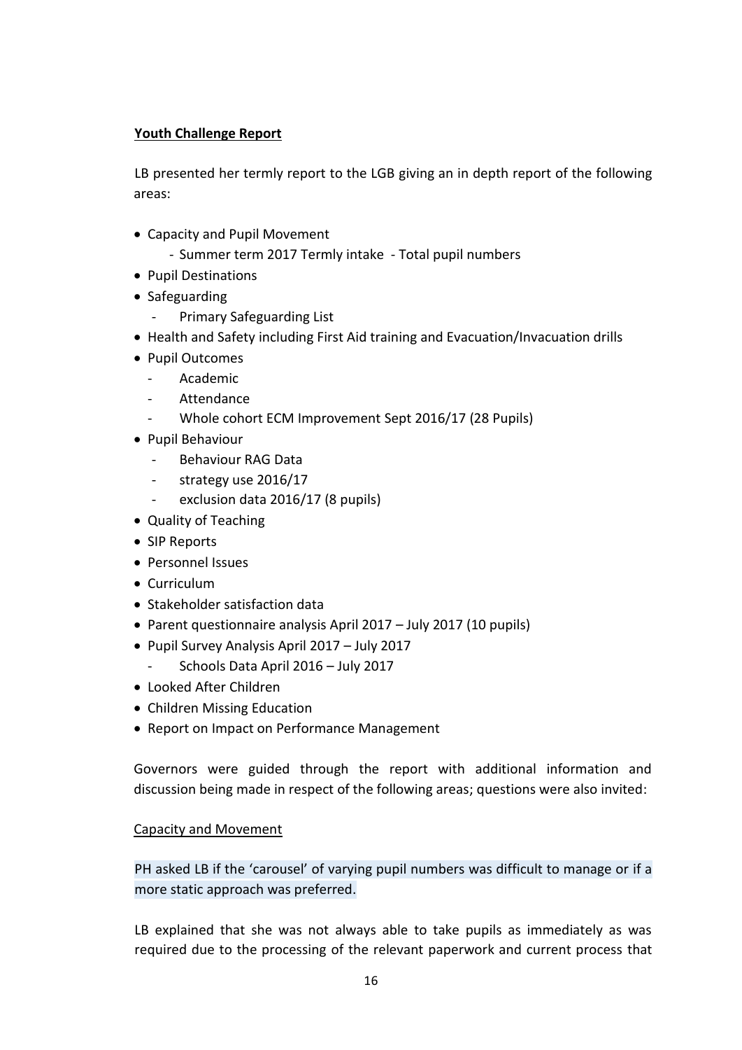**Youth Challenge Report**

LB presented her termly report to the LGB giving an in depth report of the following areas:

- Capacity and Pupil Movement
  - Summer term 2017 Termly intake - Total pupil numbers
- Pupil Destinations
- Safeguarding
  - Primary Safeguarding List
- Health and Safety including First Aid training and Evacuation/Invacuation drills
- Pupil Outcomes
  - Academic
  - Attendance
  - Whole cohort ECM Improvement Sept 2016/17 (28 Pupils)
- Pupil Behaviour
  - Behaviour RAG Data
  - strategy use 2016/17
  - exclusion data 2016/17 (8 pupils)
- Quality of Teaching
- SIP Reports
- Personnel Issues
- Curriculum
- Stakeholder satisfaction data
- Parent questionnaire analysis April 2017 – July 2017 (10 pupils)
- Pupil Survey Analysis April 2017 – July 2017
  - Schools Data April 2016 – July 2017
- Looked After Children
- Children Missing Education
- Report on Impact on Performance Management

Governors were guided through the report with additional information and discussion being made in respect of the following areas; questions were also invited:

Capacity and Movement

PH asked LB if the 'carousel' of varying pupil numbers was difficult to manage or if a more static approach was preferred.

LB explained that she was not always able to take pupils as immediately as was required due to the processing of the relevant paperwork and current process that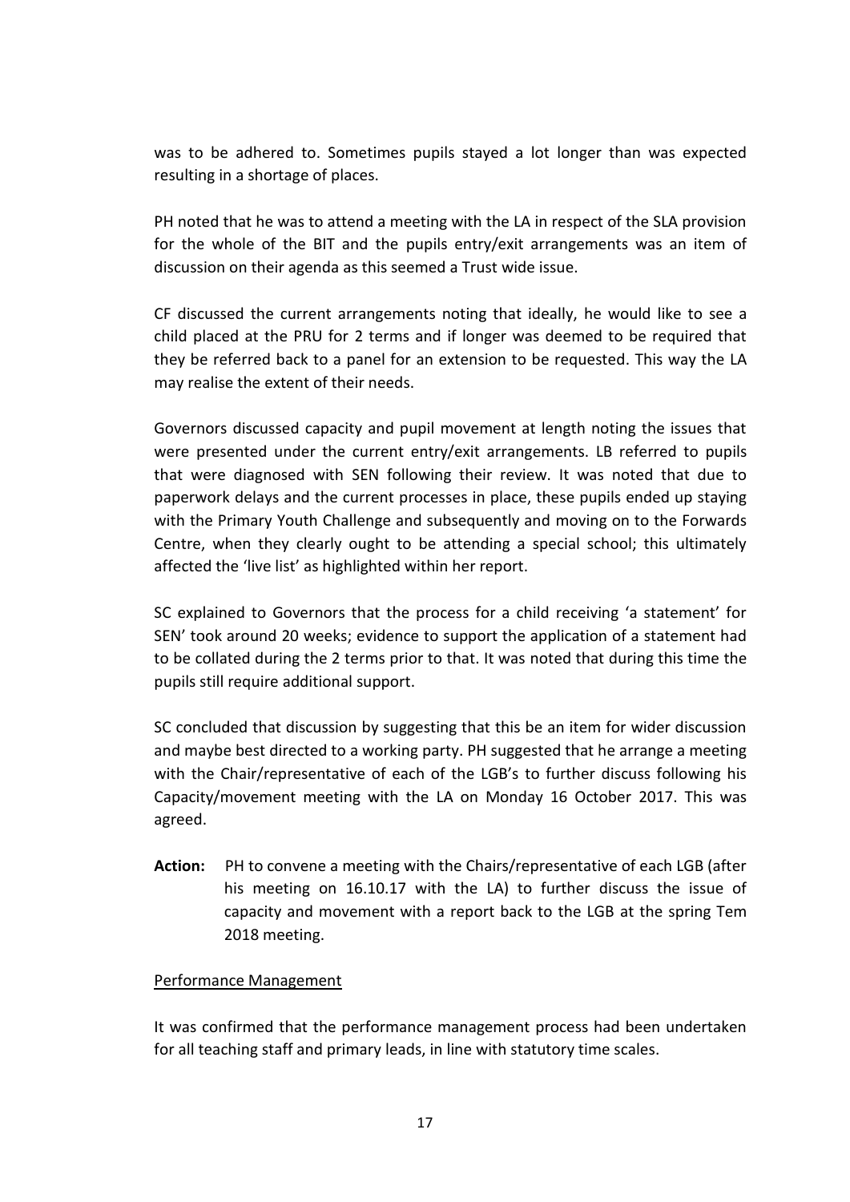was to be adhered to. Sometimes pupils stayed a lot longer than was expected resulting in a shortage of places.

PH noted that he was to attend a meeting with the LA in respect of the SLA provision for the whole of the BIT and the pupils entry/exit arrangements was an item of discussion on their agenda as this seemed a Trust wide issue.

CF discussed the current arrangements noting that ideally, he would like to see a child placed at the PRU for 2 terms and if longer was deemed to be required that they be referred back to a panel for an extension to be requested. This way the LA may realise the extent of their needs.

Governors discussed capacity and pupil movement at length noting the issues that were presented under the current entry/exit arrangements. LB referred to pupils that were diagnosed with SEN following their review. It was noted that due to paperwork delays and the current processes in place, these pupils ended up staying with the Primary Youth Challenge and subsequently and moving on to the Forwards Centre, when they clearly ought to be attending a special school; this ultimately affected the 'live list' as highlighted within her report.

SC explained to Governors that the process for a child receiving 'a statement' for SEN' took around 20 weeks; evidence to support the application of a statement had to be collated during the 2 terms prior to that. It was noted that during this time the pupils still require additional support.

SC concluded that discussion by suggesting that this be an item for wider discussion and maybe best directed to a working party. PH suggested that he arrange a meeting with the Chair/representative of each of the LGB's to further discuss following his Capacity/movement meeting with the LA on Monday 16 October 2017. This was agreed.

**Action:** PH to convene a meeting with the Chairs/representative of each LGB (after his meeting on 16.10.17 with the LA) to further discuss the issue of capacity and movement with a report back to the LGB at the spring Tem 2018 meeting.

Performance Management

It was confirmed that the performance management process had been undertaken for all teaching staff and primary leads, in line with statutory time scales.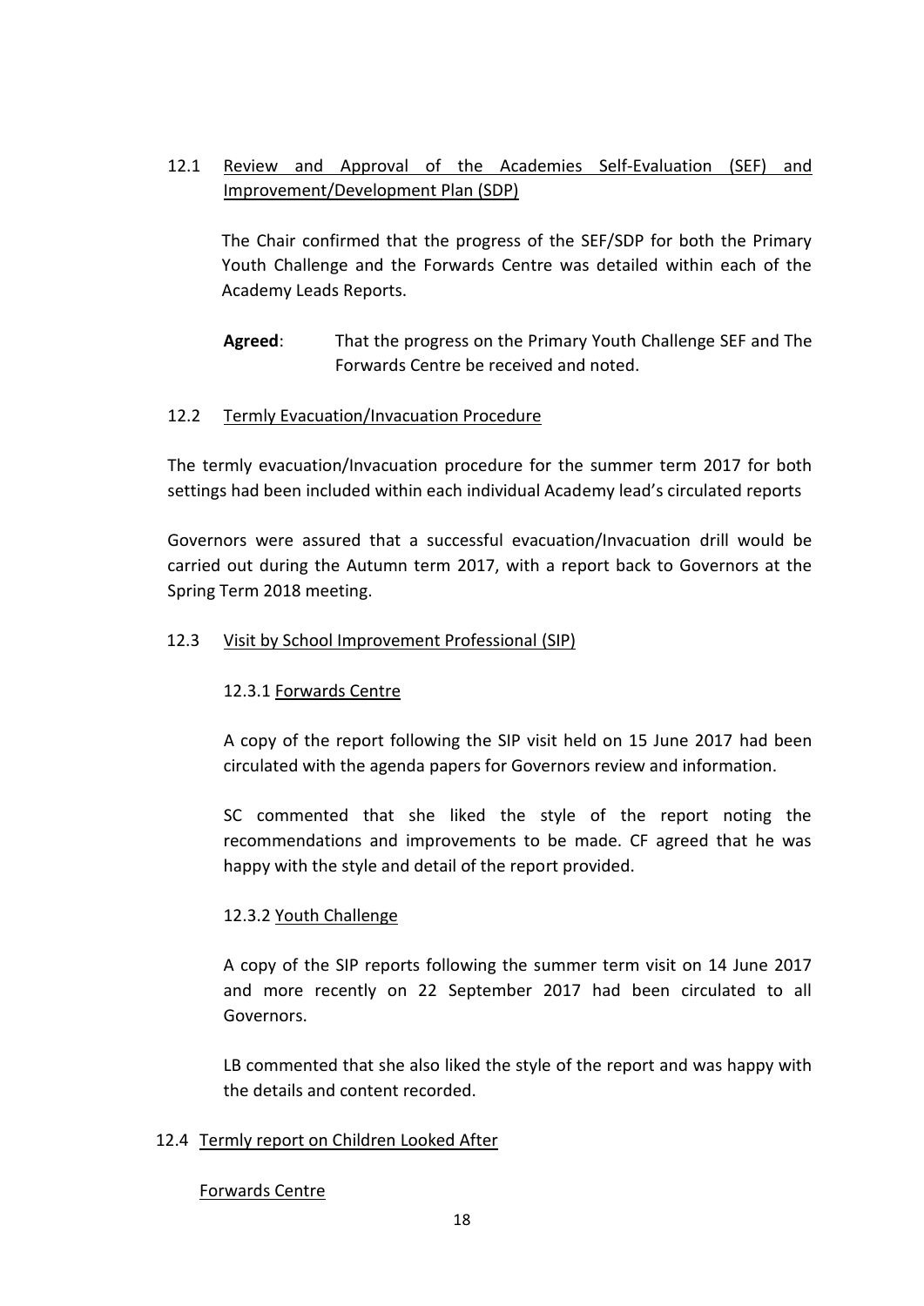12.1 Review and Approval of the Academies Self-Evaluation (SEF) and Improvement/Development Plan (SDP)

The Chair confirmed that the progress of the SEF/SDP for both the Primary Youth Challenge and the Forwards Centre was detailed within each of the Academy Leads Reports.

**Agreed**: That the progress on the Primary Youth Challenge SEF and The Forwards Centre be received and noted.

12.2 Termly Evacuation/Invacuation Procedure

The termly evacuation/Invacuation procedure for the summer term 2017 for both settings had been included within each individual Academy lead's circulated reports

Governors were assured that a successful evacuation/Invacuation drill would be carried out during the Autumn term 2017, with a report back to Governors at the Spring Term 2018 meeting.

12.3 Visit by School Improvement Professional (SIP)

12.3.1 Forwards Centre

A copy of the report following the SIP visit held on 15 June 2017 had been circulated with the agenda papers for Governors review and information.

SC commented that she liked the style of the report noting the recommendations and improvements to be made. CF agreed that he was happy with the style and detail of the report provided.

12.3.2 Youth Challenge

A copy of the SIP reports following the summer term visit on 14 June 2017 and more recently on 22 September 2017 had been circulated to all Governors.

LB commented that she also liked the style of the report and was happy with the details and content recorded.

12.4 Termly report on Children Looked After

Forwards Centre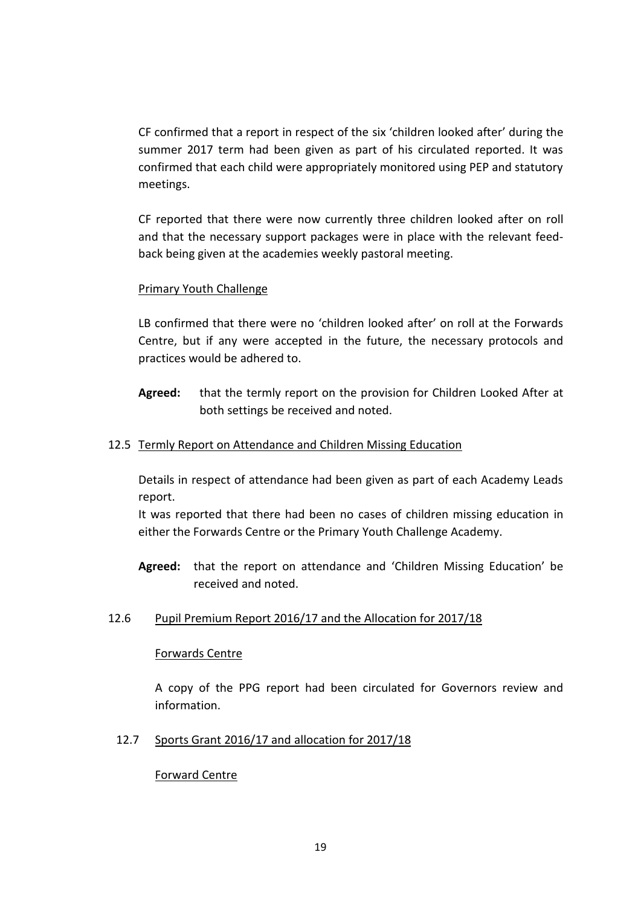CF confirmed that a report in respect of the six 'children looked after' during the summer 2017 term had been given as part of his circulated reported. It was confirmed that each child were appropriately monitored using PEP and statutory meetings.

CF reported that there were now currently three children looked after on roll and that the necessary support packages were in place with the relevant feed-back being given at the academies weekly pastoral meeting.

<u>Primary Youth Challenge</u>

LB confirmed that there were no 'children looked after' on roll at the Forwards Centre, but if any were accepted in the future, the necessary protocols and practices would be adhered to.

**Agreed:** that the termly report on the provision for Children Looked After at both settings be received and noted.

12.5 <u>Termly Report on Attendance and Children Missing Education</u>

Details in respect of attendance had been given as part of each Academy Leads report.

It was reported that there had been no cases of children missing education in either the Forwards Centre or the Primary Youth Challenge Academy.

**Agreed:** that the report on attendance and 'Children Missing Education' be received and noted.

12.6 <u>Pupil Premium Report 2016/17 and the Allocation for 2017/18</u>

<u>Forwards Centre</u>

A copy of the PPG report had been circulated for Governors review and information.

12.7 <u>Sports Grant 2016/17 and allocation for 2017/18</u>

<u>Forward Centre</u>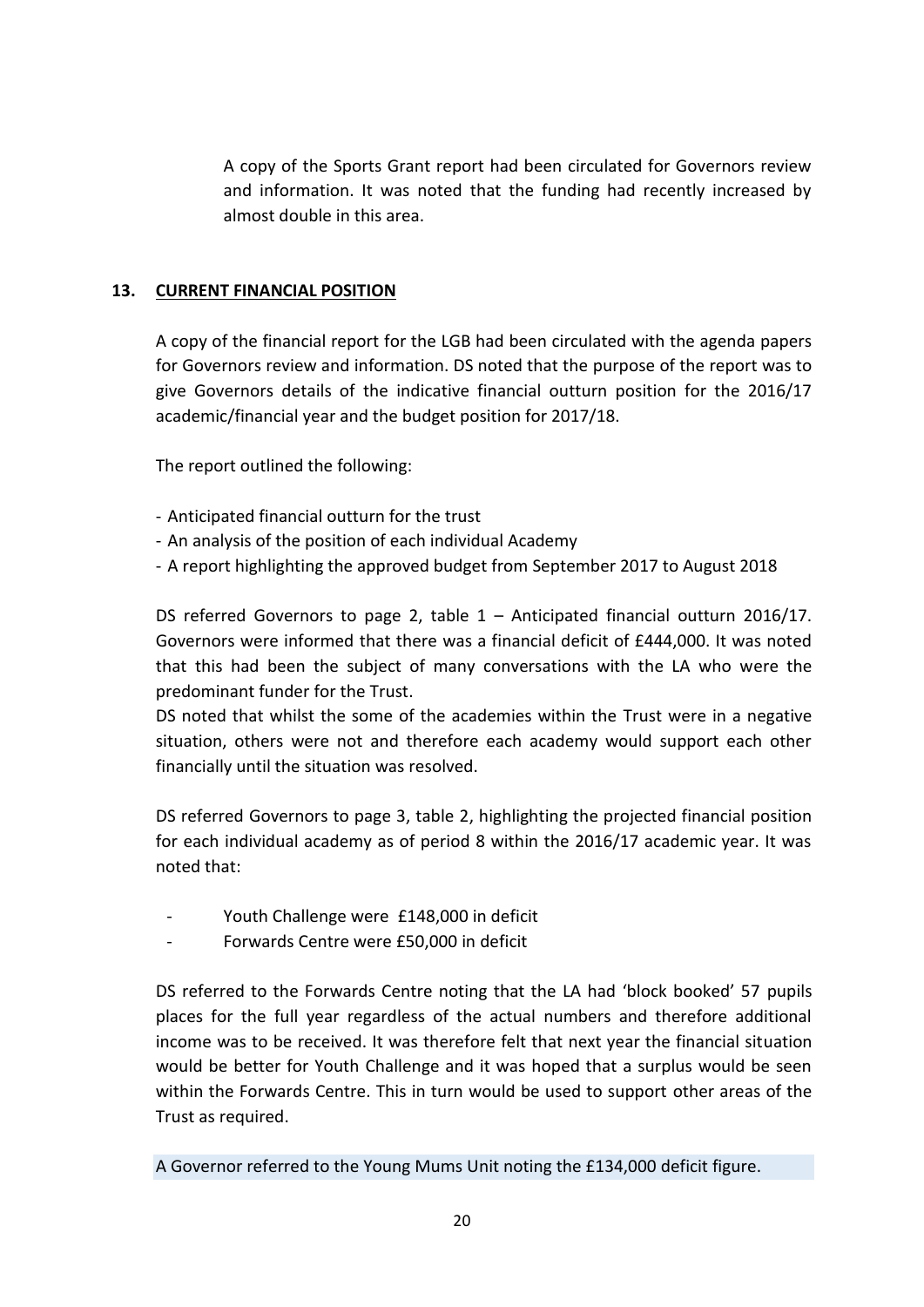A copy of the Sports Grant report had been circulated for Governors review and information. It was noted that the funding had recently increased by almost double in this area.

## 13. CURRENT FINANCIAL POSITION

A copy of the financial report for the LGB had been circulated with the agenda papers for Governors review and information. DS noted that the purpose of the report was to give Governors details of the indicative financial outturn position for the 2016/17 academic/financial year and the budget position for 2017/18.

The report outlined the following:

- Anticipated financial outturn for the trust
- An analysis of the position of each individual Academy
- A report highlighting the approved budget from September 2017 to August 2018

DS referred Governors to page 2, table 1 – Anticipated financial outturn 2016/17. Governors were informed that there was a financial deficit of £444,000. It was noted that this had been the subject of many conversations with the LA who were the predominant funder for the Trust.

DS noted that whilst the some of the academies within the Trust were in a negative situation, others were not and therefore each academy would support each other financially until the situation was resolved.

DS referred Governors to page 3, table 2, highlighting the projected financial position for each individual academy as of period 8 within the 2016/17 academic year. It was noted that:

- Youth Challenge were £148,000 in deficit
- Forwards Centre were £50,000 in deficit

DS referred to the Forwards Centre noting that the LA had 'block booked' 57 pupils places for the full year regardless of the actual numbers and therefore additional income was to be received. It was therefore felt that next year the financial situation would be better for Youth Challenge and it was hoped that a surplus would be seen within the Forwards Centre. This in turn would be used to support other areas of the Trust as required.

A Governor referred to the Young Mums Unit noting the £134,000 deficit figure.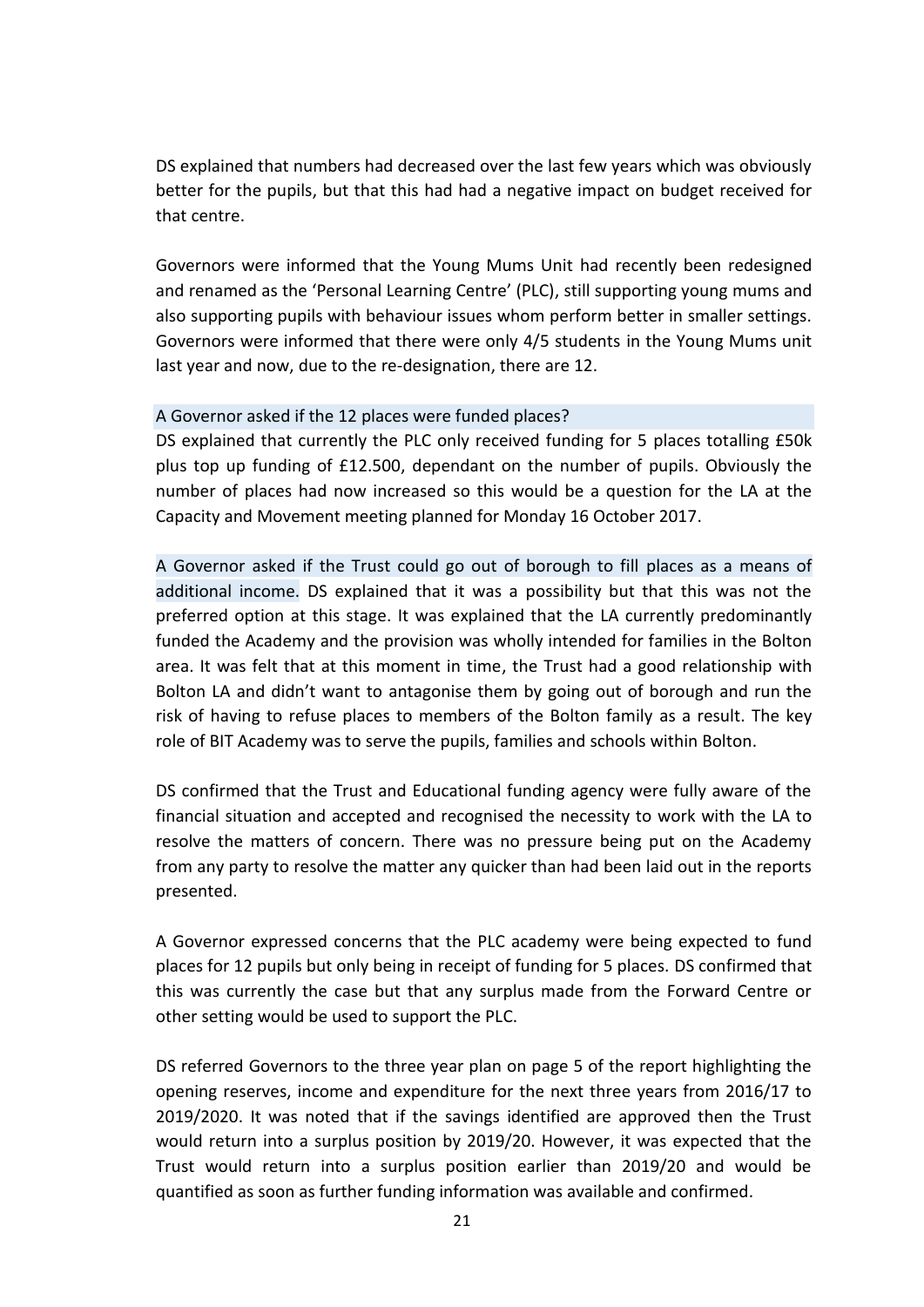DS explained that numbers had decreased over the last few years which was obviously better for the pupils, but that this had had a negative impact on budget received for that centre.

Governors were informed that the Young Mums Unit had recently been redesigned and renamed as the 'Personal Learning Centre' (PLC), still supporting young mums and also supporting pupils with behaviour issues whom perform better in smaller settings. Governors were informed that there were only 4/5 students in the Young Mums unit last year and now, due to the re-designation, there are 12.

A Governor asked if the 12 places were funded places?
DS explained that currently the PLC only received funding for 5 places totalling £50k plus top up funding of £12.500, dependant on the number of pupils. Obviously the number of places had now increased so this would be a question for the LA at the Capacity and Movement meeting planned for Monday 16 October 2017.

A Governor asked if the Trust could go out of borough to fill places as a means of additional income. DS explained that it was a possibility but that this was not the preferred option at this stage. It was explained that the LA currently predominantly funded the Academy and the provision was wholly intended for families in the Bolton area. It was felt that at this moment in time, the Trust had a good relationship with Bolton LA and didn't want to antagonise them by going out of borough and run the risk of having to refuse places to members of the Bolton family as a result. The key role of BIT Academy was to serve the pupils, families and schools within Bolton.

DS confirmed that the Trust and Educational funding agency were fully aware of the financial situation and accepted and recognised the necessity to work with the LA to resolve the matters of concern. There was no pressure being put on the Academy from any party to resolve the matter any quicker than had been laid out in the reports presented.

A Governor expressed concerns that the PLC academy were being expected to fund places for 12 pupils but only being in receipt of funding for 5 places. DS confirmed that this was currently the case but that any surplus made from the Forward Centre or other setting would be used to support the PLC.

DS referred Governors to the three year plan on page 5 of the report highlighting the opening reserves, income and expenditure for the next three years from 2016/17 to 2019/2020. It was noted that if the savings identified are approved then the Trust would return into a surplus position by 2019/20. However, it was expected that the Trust would return into a surplus position earlier than 2019/20 and would be quantified as soon as further funding information was available and confirmed.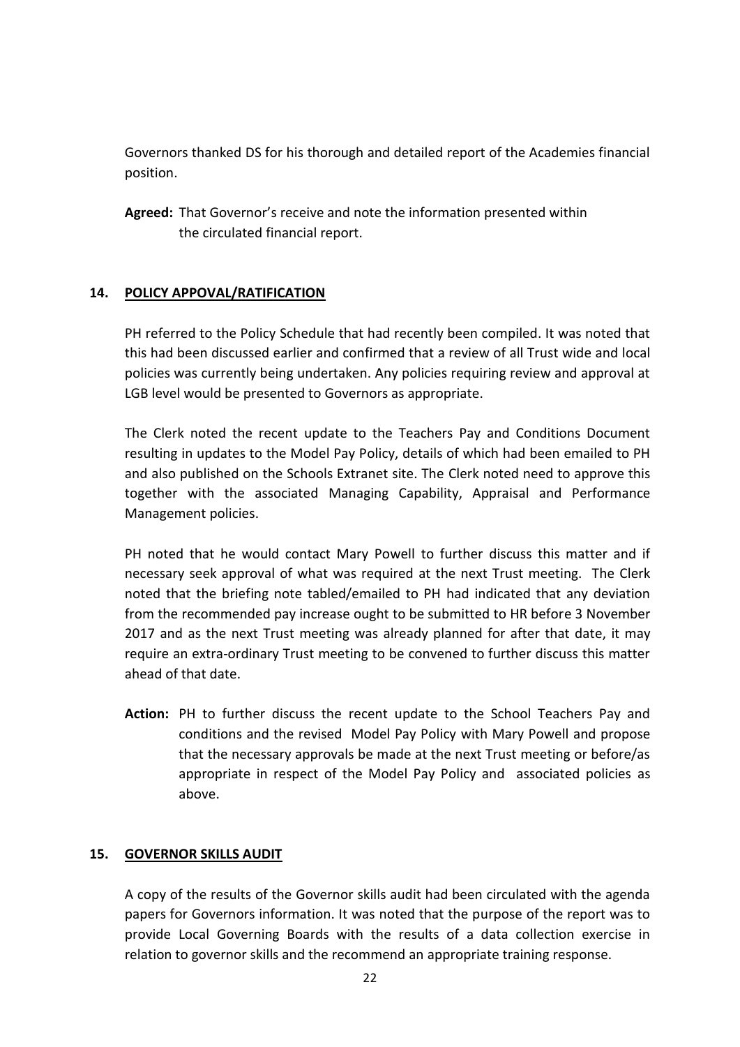Governors thanked DS for his thorough and detailed report of the Academies financial position.

**Agreed:** That Governor's receive and note the information presented within the circulated financial report.

## 14. POLICY APPOVAL/RATIFICATION

PH referred to the Policy Schedule that had recently been compiled. It was noted that this had been discussed earlier and confirmed that a review of all Trust wide and local policies was currently being undertaken. Any policies requiring review and approval at LGB level would be presented to Governors as appropriate.

The Clerk noted the recent update to the Teachers Pay and Conditions Document resulting in updates to the Model Pay Policy, details of which had been emailed to PH and also published on the Schools Extranet site. The Clerk noted need to approve this together with the associated Managing Capability, Appraisal and Performance Management policies.

PH noted that he would contact Mary Powell to further discuss this matter and if necessary seek approval of what was required at the next Trust meeting. The Clerk noted that the briefing note tabled/emailed to PH had indicated that any deviation from the recommended pay increase ought to be submitted to HR before 3 November 2017 and as the next Trust meeting was already planned for after that date, it may require an extra-ordinary Trust meeting to be convened to further discuss this matter ahead of that date.

**Action:** PH to further discuss the recent update to the School Teachers Pay and conditions and the revised Model Pay Policy with Mary Powell and propose that the necessary approvals be made at the next Trust meeting or before/as appropriate in respect of the Model Pay Policy and associated policies as above.

## 15. GOVERNOR SKILLS AUDIT

A copy of the results of the Governor skills audit had been circulated with the agenda papers for Governors information. It was noted that the purpose of the report was to provide Local Governing Boards with the results of a data collection exercise in relation to governor skills and the recommend an appropriate training response.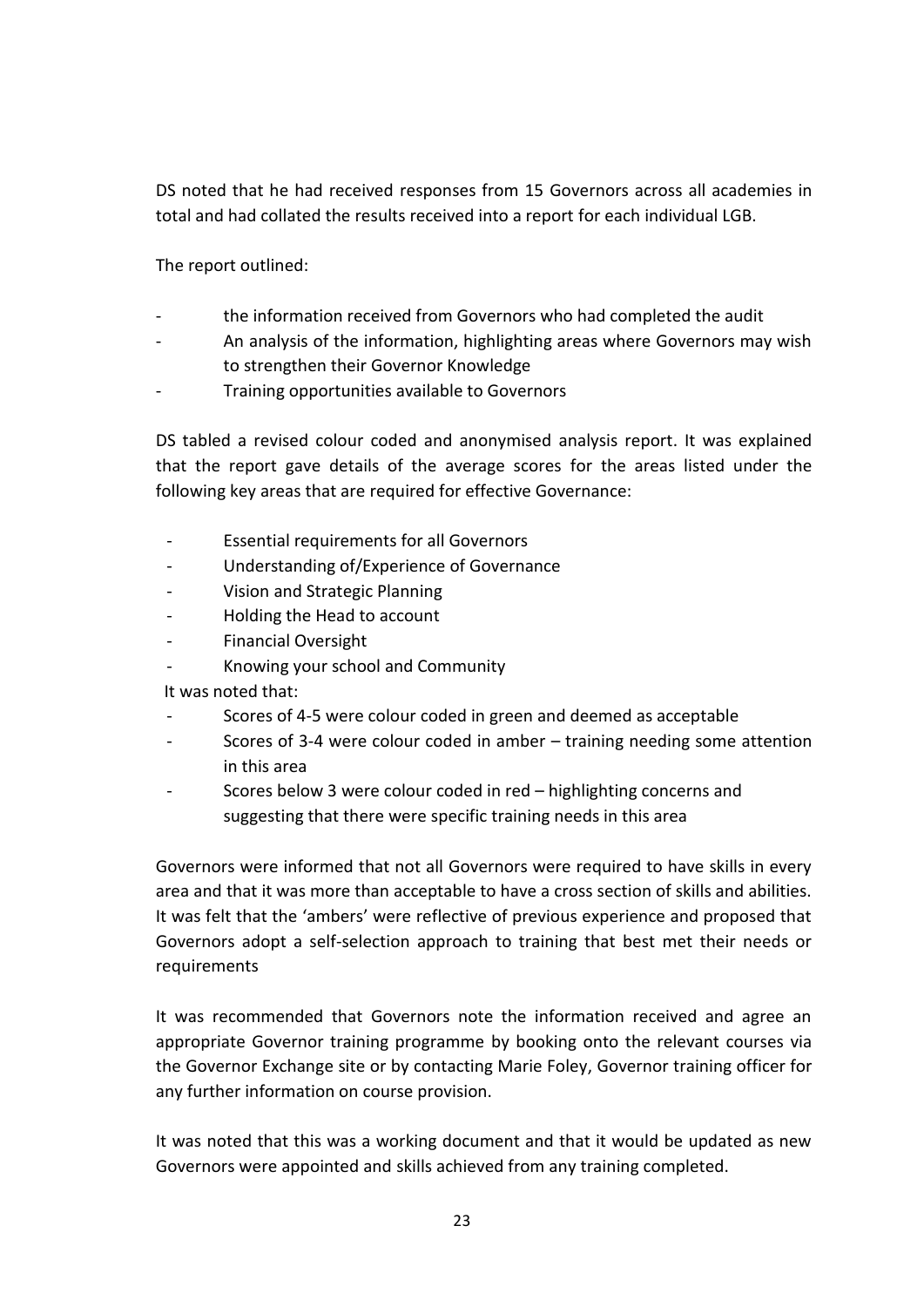DS noted that he had received responses from 15 Governors across all academies in total and had collated the results received into a report for each individual LGB.

The report outlined:

- the information received from Governors who had completed the audit
- An analysis of the information, highlighting areas where Governors may wish to strengthen their Governor Knowledge
- Training opportunities available to Governors

DS tabled a revised colour coded and anonymised analysis report. It was explained that the report gave details of the average scores for the areas listed under the following key areas that are required for effective Governance:

- Essential requirements for all Governors
- Understanding of/Experience of Governance
- Vision and Strategic Planning
- Holding the Head to account
- Financial Oversight
- Knowing your school and Community

It was noted that:

- Scores of 4-5 were colour coded in green and deemed as acceptable
- Scores of 3-4 were colour coded in amber – training needing some attention in this area
- Scores below 3 were colour coded in red – highlighting concerns and suggesting that there were specific training needs in this area

Governors were informed that not all Governors were required to have skills in every area and that it was more than acceptable to have a cross section of skills and abilities. It was felt that the 'ambers' were reflective of previous experience and proposed that Governors adopt a self-selection approach to training that best met their needs or requirements

It was recommended that Governors note the information received and agree an appropriate Governor training programme by booking onto the relevant courses via the Governor Exchange site or by contacting Marie Foley, Governor training officer for any further information on course provision.

It was noted that this was a working document and that it would be updated as new Governors were appointed and skills achieved from any training completed.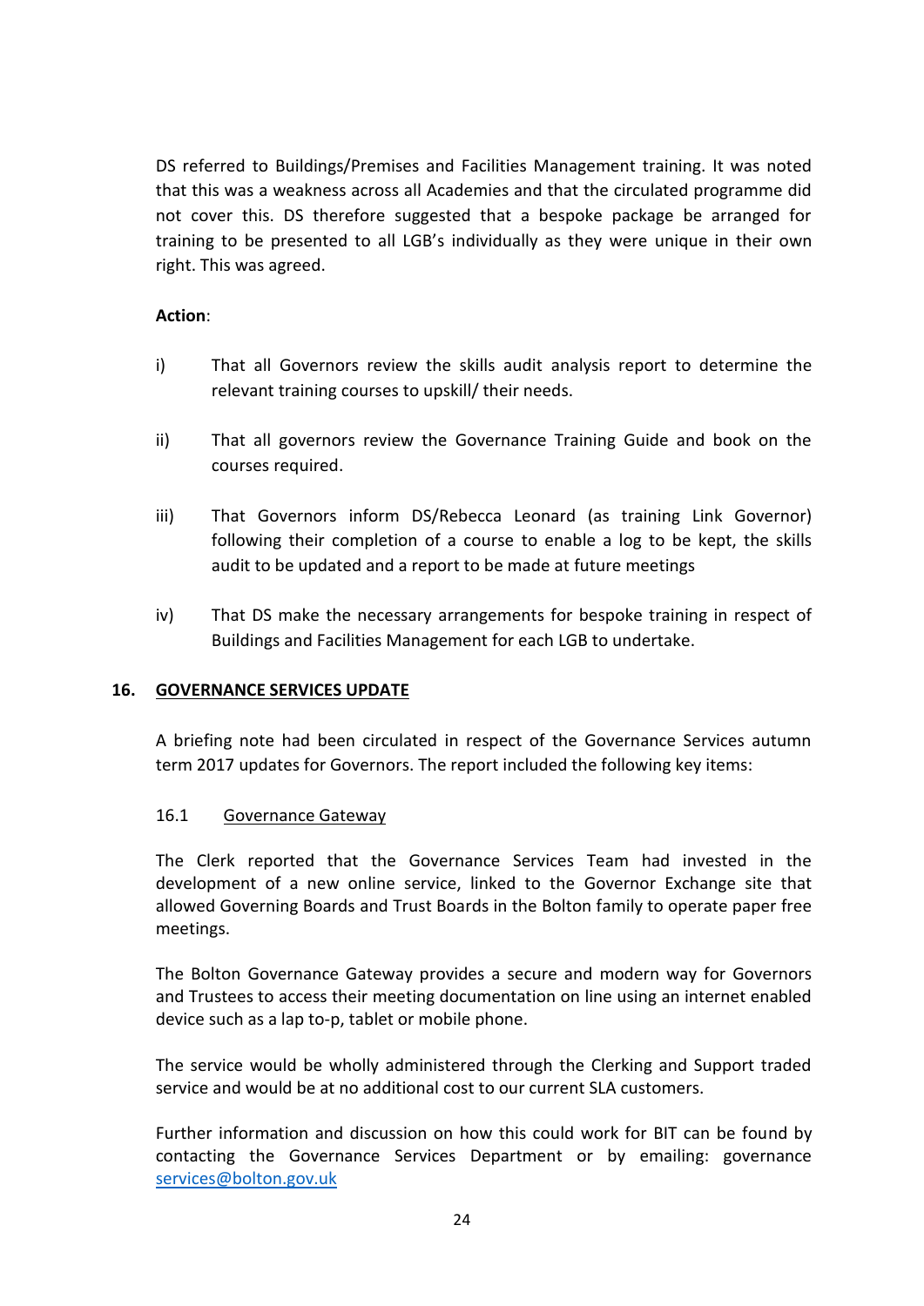DS referred to Buildings/Premises and Facilities Management training. It was noted that this was a weakness across all Academies and that the circulated programme did not cover this. DS therefore suggested that a bespoke package be arranged for training to be presented to all LGB's individually as they were unique in their own right. This was agreed.

**Action**:

i) That all Governors review the skills audit analysis report to determine the relevant training courses to upskill/ their needs.

ii) That all governors review the Governance Training Guide and book on the courses required.

iii) That Governors inform DS/Rebecca Leonard (as training Link Governor) following their completion of a course to enable a log to be kept, the skills audit to be updated and a report to be made at future meetings

iv) That DS make the necessary arrangements for bespoke training in respect of Buildings and Facilities Management for each LGB to undertake.

## 16. GOVERNANCE SERVICES UPDATE

A briefing note had been circulated in respect of the Governance Services autumn term 2017 updates for Governors. The report included the following key items:

### 16.1 Governance Gateway

The Clerk reported that the Governance Services Team had invested in the development of a new online service, linked to the Governor Exchange site that allowed Governing Boards and Trust Boards in the Bolton family to operate paper free meetings.

The Bolton Governance Gateway provides a secure and modern way for Governors and Trustees to access their meeting documentation on line using an internet enabled device such as a lap to-p, tablet or mobile phone.

The service would be wholly administered through the Clerking and Support traded service and would be at no additional cost to our current SLA customers.

Further information and discussion on how this could work for BIT can be found by contacting the Governance Services Department or by emailing: governance services@bolton.gov.uk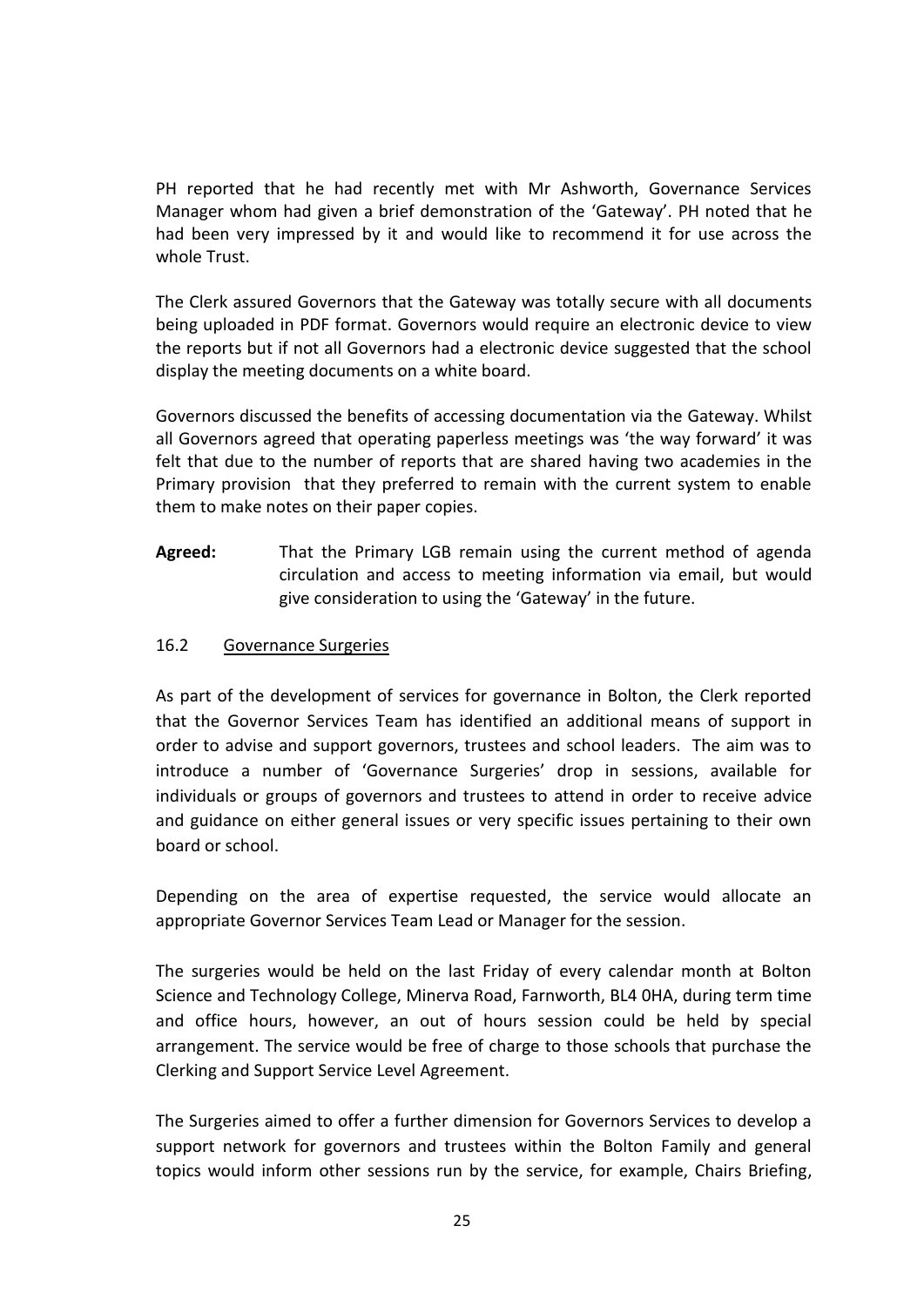PH reported that he had recently met with Mr Ashworth, Governance Services Manager whom had given a brief demonstration of the 'Gateway'. PH noted that he had been very impressed by it and would like to recommend it for use across the whole Trust.

The Clerk assured Governors that the Gateway was totally secure with all documents being uploaded in PDF format. Governors would require an electronic device to view the reports but if not all Governors had a electronic device suggested that the school display the meeting documents on a white board.

Governors discussed the benefits of accessing documentation via the Gateway. Whilst all Governors agreed that operating paperless meetings was 'the way forward' it was felt that due to the number of reports that are shared having two academies in the Primary provision that they preferred to remain with the current system to enable them to make notes on their paper copies.

**Agreed:** That the Primary LGB remain using the current method of agenda circulation and access to meeting information via email, but would give consideration to using the 'Gateway' in the future.

16.2 Governance Surgeries

As part of the development of services for governance in Bolton, the Clerk reported that the Governor Services Team has identified an additional means of support in order to advise and support governors, trustees and school leaders. The aim was to introduce a number of 'Governance Surgeries' drop in sessions, available for individuals or groups of governors and trustees to attend in order to receive advice and guidance on either general issues or very specific issues pertaining to their own board or school.

Depending on the area of expertise requested, the service would allocate an appropriate Governor Services Team Lead or Manager for the session.

The surgeries would be held on the last Friday of every calendar month at Bolton Science and Technology College, Minerva Road, Farnworth, BL4 0HA, during term time and office hours, however, an out of hours session could be held by special arrangement. The service would be free of charge to those schools that purchase the Clerking and Support Service Level Agreement.

The Surgeries aimed to offer a further dimension for Governors Services to develop a support network for governors and trustees within the Bolton Family and general topics would inform other sessions run by the service, for example, Chairs Briefing,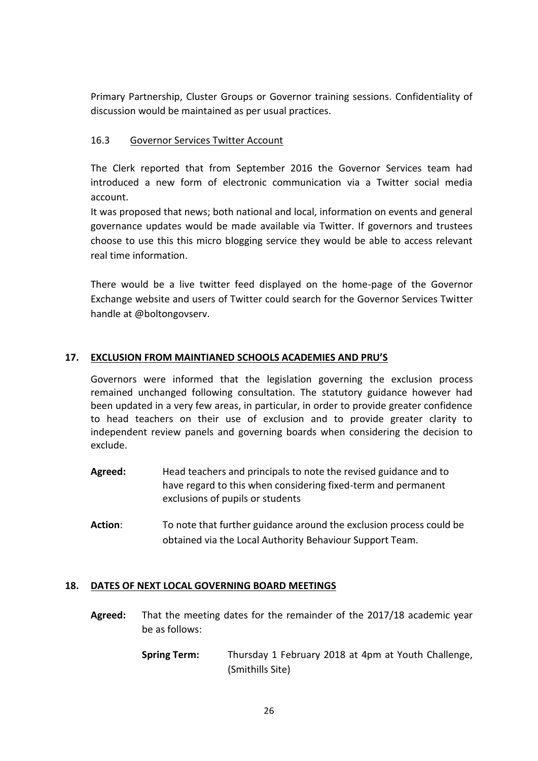Primary Partnership, Cluster Groups or Governor training sessions. Confidentiality of discussion would be maintained as per usual practices.

16.3 Governor Services Twitter Account

The Clerk reported that from September 2016 the Governor Services team had introduced a new form of electronic communication via a Twitter social media account.

It was proposed that news; both national and local, information on events and general governance updates would be made available via Twitter. If governors and trustees choose to use this this micro blogging service they would be able to access relevant real time information.

There would be a live twitter feed displayed on the home-page of the Governor Exchange website and users of Twitter could search for the Governor Services Twitter handle at @boltongovserv.

## 17. EXCLUSION FROM MAINTIANED SCHOOLS ACADEMIES AND PRU'S

Governors were informed that the legislation governing the exclusion process remained unchanged following consultation. The statutory guidance however had been updated in a very few areas, in particular, in order to provide greater confidence to head teachers on their use of exclusion and to provide greater clarity to independent review panels and governing boards when considering the decision to exclude.

**Agreed:** Head teachers and principals to note the revised guidance and to have regard to this when considering fixed-term and permanent exclusions of pupils or students

**Action**: To note that further guidance around the exclusion process could be obtained via the Local Authority Behaviour Support Team.

## 18. DATES OF NEXT LOCAL GOVERNING BOARD MEETINGS

**Agreed:** That the meeting dates for the remainder of the 2017/18 academic year be as follows:

**Spring Term:** Thursday 1 February 2018 at 4pm at Youth Challenge, (Smithills Site)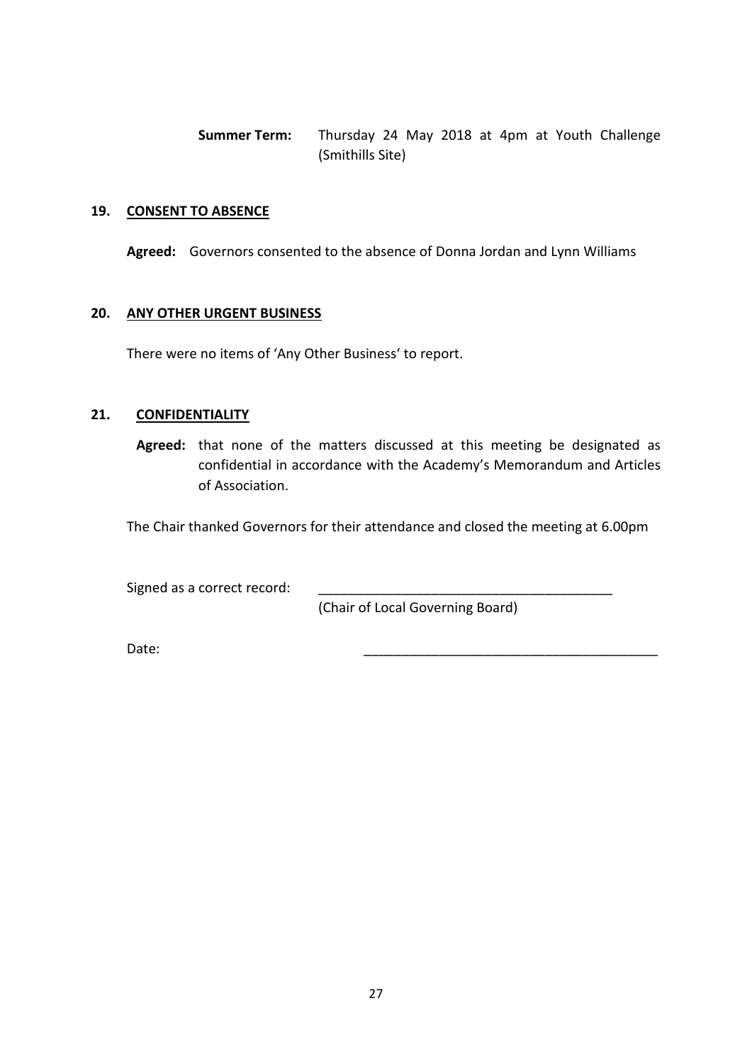**Summer Term:** Thursday 24 May 2018 at 4pm at Youth Challenge (Smithills Site)

**19. CONSENT TO ABSENCE**

**Agreed:** Governors consented to the absence of Donna Jordan and Lynn Williams

**20. ANY OTHER URGENT BUSINESS**

There were no items of 'Any Other Business' to report.

**21. CONFIDENTIALITY**

**Agreed:** that none of the matters discussed at this meeting be designated as confidential in accordance with the Academy's Memorandum and Articles of Association.

The Chair thanked Governors for their attendance and closed the meeting at 6.00pm

Signed as a correct record: _______________________________________

(Chair of Local Governing Board)

Date: _______________________________________